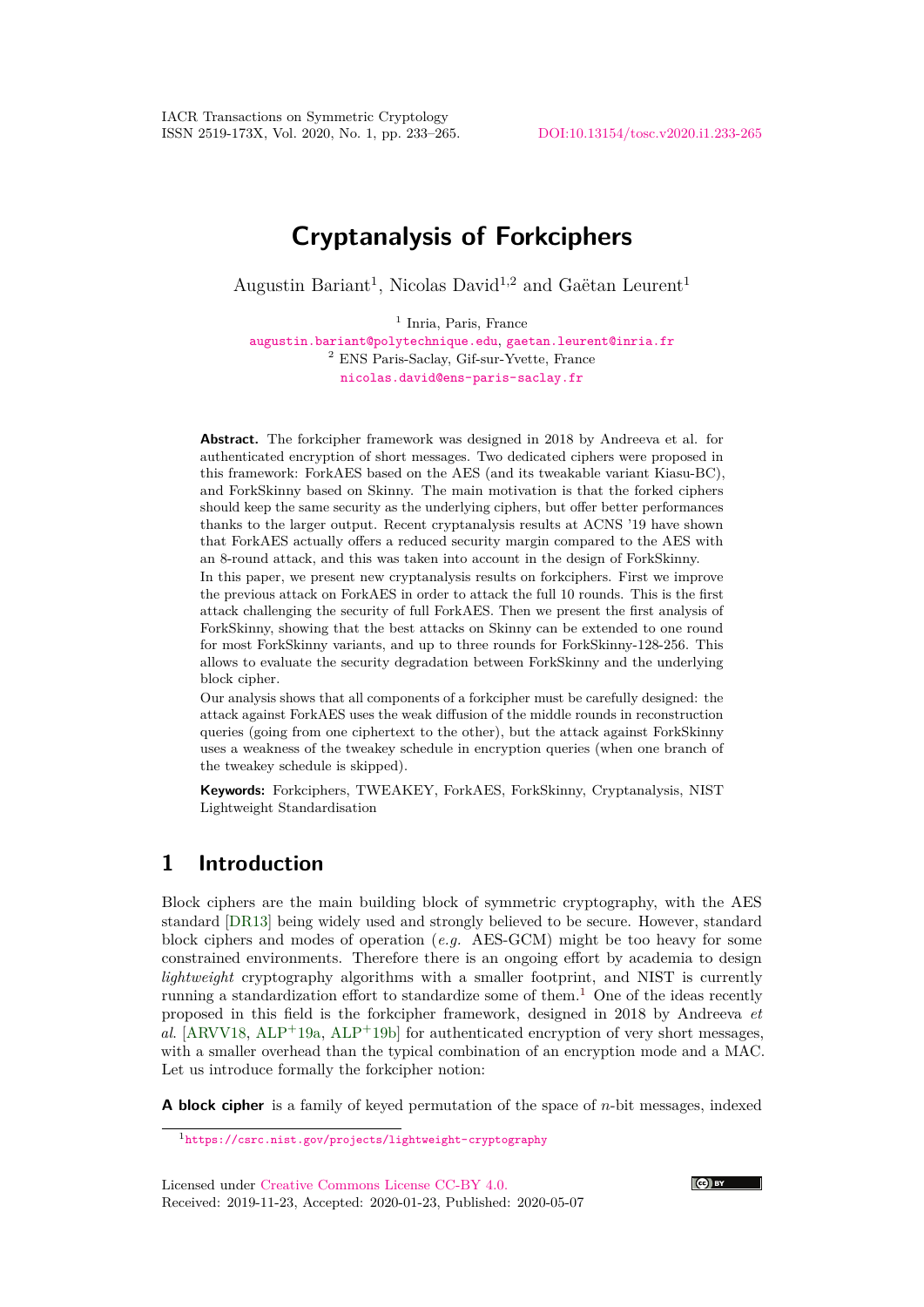# Cryptanalysis of Forkciphers

Augustin Bariant[1], Nicolas David[1,2] and Gaëtan Leurent[1]

[1] Inria, Paris, France
augustin.bariant@polytechnique.edu, gaetan.leurent@inria.fr
[2] ENS Paris-Saclay, Gif-sur-Yvette, France
nicolas.david@ens-paris-saclay.fr

**Abstract.** The forkcipher framework was designed in 2018 by Andreeva et al. for authenticated encryption of short messages. Two dedicated ciphers were proposed in this framework: ForkAES based on the AES (and its tweakable variant Kiasu-BC), and ForkSkinny based on Skinny. The main motivation is that the forked ciphers should keep the same security as the underlying ciphers, but offer better performances thanks to the larger output. Recent cryptanalysis results at ACNS '19 have shown that ForkAES actually offers a reduced security margin compared to the AES with an 8-round attack, and this was taken into account in the design of ForkSkinny.

In this paper, we present new cryptanalysis results on forkciphers. First we improve the previous attack on ForkAES in order to attack the full 10 rounds. This is the first attack challenging the security of full ForkAES. Then we present the first analysis of ForkSkinny, showing that the best attacks on Skinny can be extended to one round for most ForkSkinny variants, and up to three rounds for ForkSkinny-128-256. This allows to evaluate the security degradation between ForkSkinny and the underlying block cipher.

Our analysis shows that all components of a forkcipher must be carefully designed: the attack against ForkAES uses the weak diffusion of the middle rounds in reconstruction queries (going from one ciphertext to the other), but the attack against ForkSkinny uses a weakness of the tweakey schedule in encryption queries (when one branch of the tweakey schedule is skipped).

**Keywords:** Forkciphers, TWEAKEY, ForkAES, ForkSkinny, Cryptanalysis, NIST Lightweight Standardisation

## 1 Introduction

Block ciphers are the main building block of symmetric cryptography, with the AES standard [DR13] being widely used and strongly believed to be secure. However, standard block ciphers and modes of operation (*e.g.* AES-GCM) might be too heavy for some constrained environments. Therefore there is an ongoing effort by academia to design *lightweight* cryptography algorithms with a smaller footprint, and NIST is currently running a standardization effort to standardize some of them.[1] One of the ideas recently proposed in this field is the forkcipher framework, designed in 2018 by Andreeva *et al.* [ARVV18, ALP+19a, ALP+19b] for authenticated encryption of very short messages, with a smaller overhead than the typical combination of an encryption mode and a MAC. Let us introduce formally the forkcipher notion:

**A block cipher** is a family of keyed permutation of the space of $n$-bit messages, indexed

[1] https://csrc.nist.gov/projects/lightweight-cryptography

Licensed under Creative Commons License CC-BY 4.0.
Received: 2019-11-23, Accepted: 2020-01-23, Published: 2020-05-07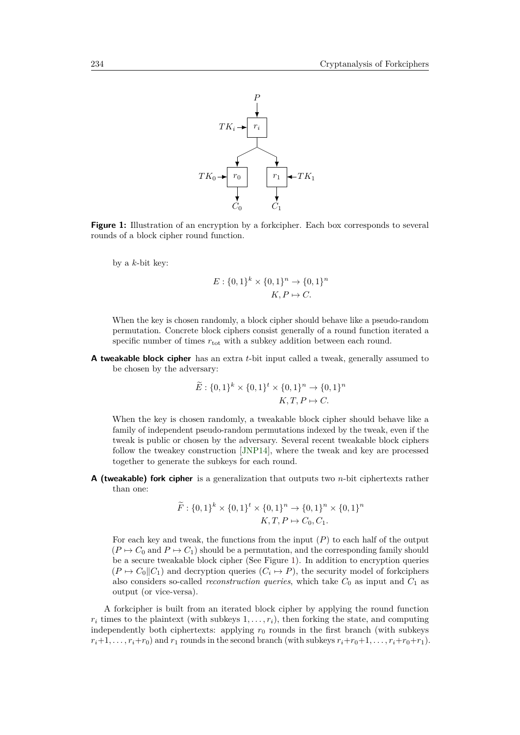**Figure 1:** Illustration of an encryption by a forkcipher. Each box corresponds to several rounds of a block cipher round function.

by a $k$-bit key:

$$E : \{0,1\}^k \times \{0,1\}^n \to \{0,1\}^n$$
$$K, P \mapsto C.$$

When the key is chosen randomly, a block cipher should behave like a pseudo-random permutation. Concrete block ciphers consist generally of a round function iterated a specific number of times $r_{\text{tot}}$ with a subkey addition between each round.

**A tweakable block cipher** has an extra $t$-bit input called a tweak, generally assumed to be chosen by the adversary:

$$\widetilde{E} : \{0,1\}^k \times \{0,1\}^t \times \{0,1\}^n \to \{0,1\}^n$$
$$K, T, P \mapsto C.$$

When the key is chosen randomly, a tweakable block cipher should behave like a family of independent pseudo-random permutations indexed by the tweak, even if the tweak is public or chosen by the adversary. Several recent tweakable block ciphers follow the tweakey construction [JNP14], where the tweak and key are processed together to generate the subkeys for each round.

**A (tweakable) fork cipher** is a generalization that outputs two $n$-bit ciphertexts rather than one:

$$\widetilde{F} : \{0,1\}^k \times \{0,1\}^t \times \{0,1\}^n \to \{0,1\}^n \times \{0,1\}^n$$
$$K, T, P \mapsto C_0, C_1.$$

For each key and tweak, the functions from the input ($P$) to each half of the output ($P \mapsto C_0$ and $P \mapsto C_1$) should be a permutation, and the corresponding family should be a secure tweakable block cipher (See Figure 1). In addition to encryption queries ($P \mapsto C_0 \| C_1$) and decryption queries ($C_i \mapsto P$), the security model of forkciphers also considers so-called *reconstruction queries*, which take $C_0$ as input and $C_1$ as output (or vice-versa).

A forkcipher is built from an iterated block cipher by applying the round function $r_i$ times to the plaintext (with subkeys $1, \ldots, r_i$), then forking the state, and computing independently both ciphertexts: applying $r_0$ rounds in the first branch (with subkeys $r_i+1, \ldots, r_i+r_0$) and $r_1$ rounds in the second branch (with subkeys $r_i+r_0+1, \ldots, r_i+r_0+r_1$).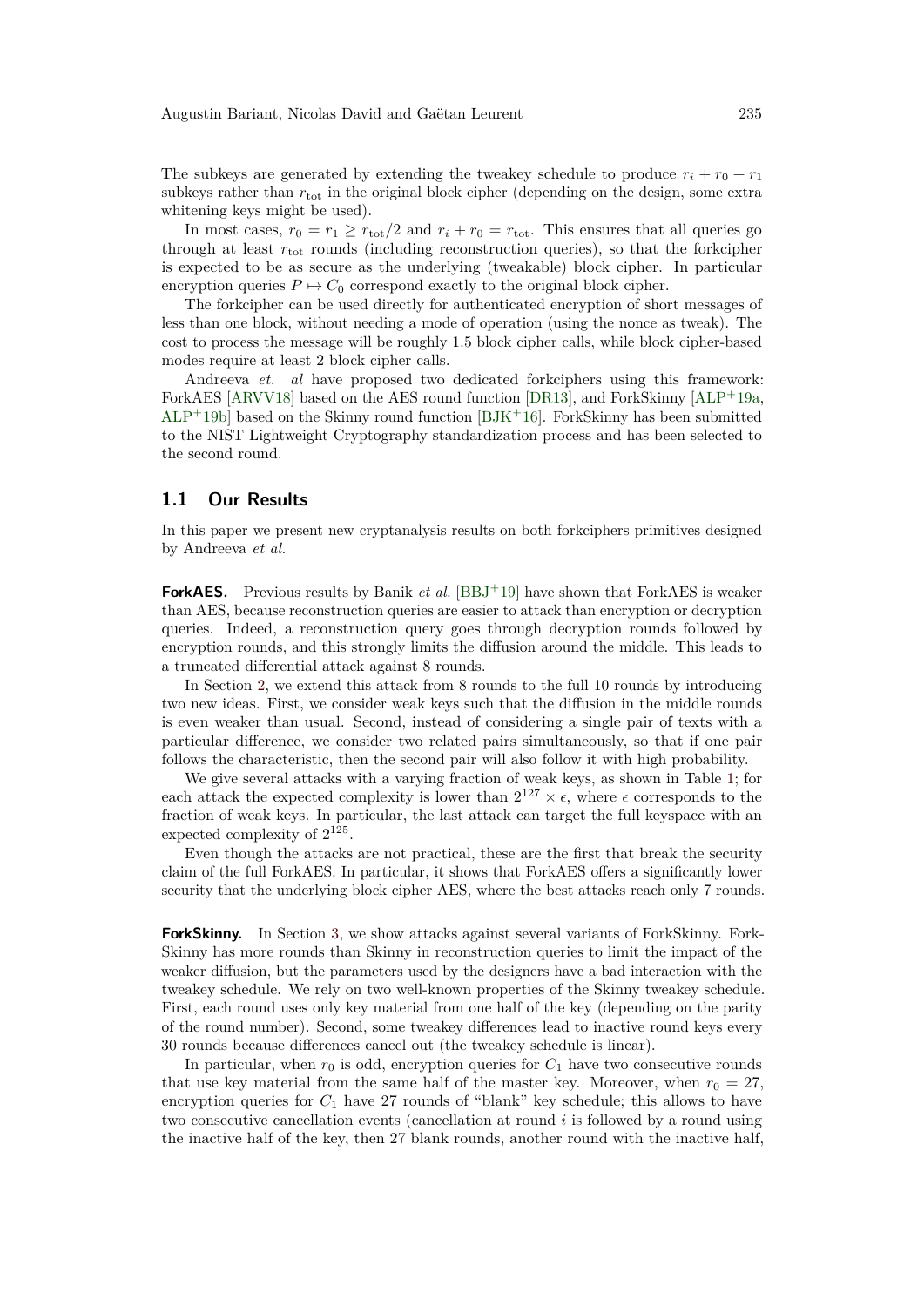The subkeys are generated by extending the tweakey schedule to produce $r_i + r_0 + r_1$ subkeys rather than $r_{\text{tot}}$ in the original block cipher (depending on the design, some extra whitening keys might be used).

In most cases, $r_0 = r_1 \geq r_{\text{tot}}/2$ and $r_i + r_0 = r_{\text{tot}}$. This ensures that all queries go through at least $r_{\text{tot}}$ rounds (including reconstruction queries), so that the forkcipher is expected to be as secure as the underlying (tweakable) block cipher. In particular encryption queries $P \mapsto C_0$ correspond exactly to the original block cipher.

The forkcipher can be used directly for authenticated encryption of short messages of less than one block, without needing a mode of operation (using the nonce as tweak). The cost to process the message will be roughly 1.5 block cipher calls, while block cipher-based modes require at least 2 block cipher calls.

Andreeva *et. al* have proposed two dedicated forkciphers using this framework: ForkAES [ARVV18] based on the AES round function [DR13], and ForkSkinny [ALP+19a, ALP+19b] based on the Skinny round function [BJK+16]. ForkSkinny has been submitted to the NIST Lightweight Cryptography standardization process and has been selected to the second round.

## 1.1 Our Results

In this paper we present new cryptanalysis results on both forkciphers primitives designed by Andreeva *et al.*

**ForkAES.** Previous results by Banik *et al.* [BBJ+19] have shown that ForkAES is weaker than AES, because reconstruction queries are easier to attack than encryption or decryption queries. Indeed, a reconstruction query goes through decryption rounds followed by encryption rounds, and this strongly limits the diffusion around the middle. This leads to a truncated differential attack against 8 rounds.

In Section 2, we extend this attack from 8 rounds to the full 10 rounds by introducing two new ideas. First, we consider weak keys such that the diffusion in the middle rounds is even weaker than usual. Second, instead of considering a single pair of texts with a particular difference, we consider two related pairs simultaneously, so that if one pair follows the characteristic, then the second pair will also follow it with high probability.

We give several attacks with a varying fraction of weak keys, as shown in Table 1; for each attack the expected complexity is lower than $2^{127} \times \epsilon$, where $\epsilon$ corresponds to the fraction of weak keys. In particular, the last attack can target the full keyspace with an expected complexity of $2^{125}$.

Even though the attacks are not practical, these are the first that break the security claim of the full ForkAES. In particular, it shows that ForkAES offers a significantly lower security that the underlying block cipher AES, where the best attacks reach only 7 rounds.

**ForkSkinny.** In Section 3, we show attacks against several variants of ForkSkinny. ForkSkinny has more rounds than Skinny in reconstruction queries to limit the impact of the weaker diffusion, but the parameters used by the designers have a bad interaction with the tweakey schedule. We rely on two well-known properties of the Skinny tweakey schedule. First, each round uses only key material from one half of the key (depending on the parity of the round number). Second, some tweakey differences lead to inactive round keys every 30 rounds because differences cancel out (the tweakey schedule is linear).

In particular, when $r_0$ is odd, encryption queries for $C_1$ have two consecutive rounds that use key material from the same half of the master key. Moreover, when $r_0 = 27$, encryption queries for $C_1$ have 27 rounds of "blank" key schedule; this allows to have two consecutive cancellation events (cancellation at round $i$ is followed by a round using the inactive half of the key, then 27 blank rounds, another round with the inactive half,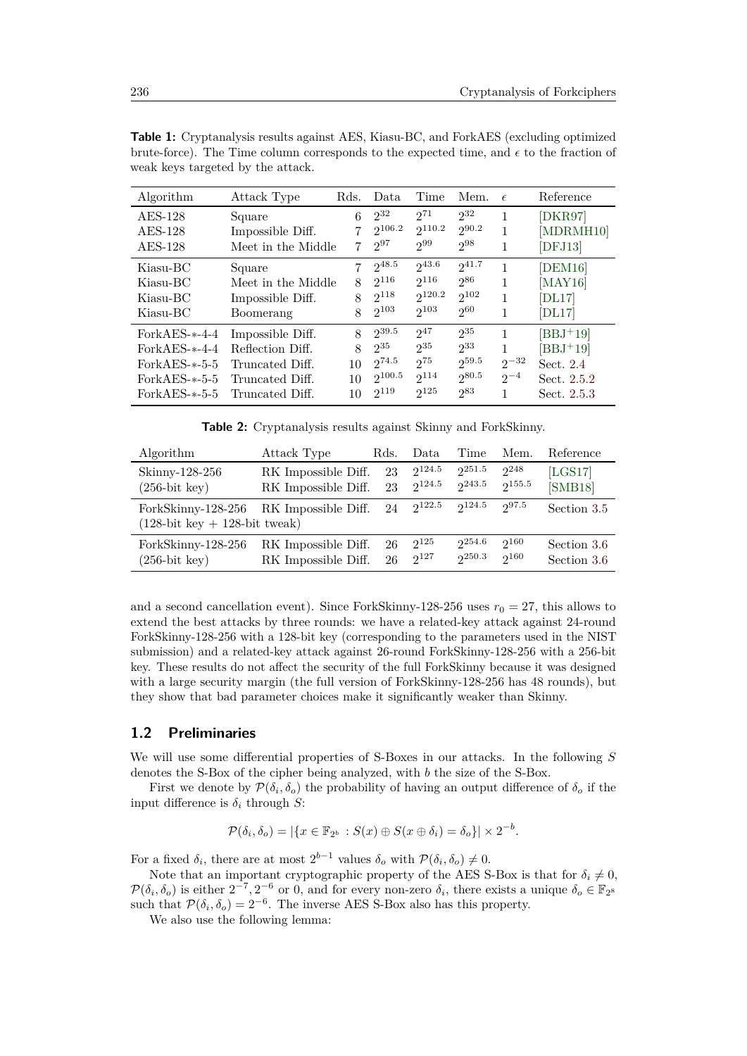**Table 1:** Cryptanalysis results against AES, Kiasu-BC, and ForkAES (excluding optimized brute-force). The Time column corresponds to the expected time, and $\epsilon$ to the fraction of weak keys targeted by the attack.

| Algorithm | Attack Type | Rds. | Data | Time | Mem. | $\epsilon$ | Reference |
|---|---|---|---|---|---|---|---|
| AES-128 | Square | 6 | $2^{32}$ | $2^{71}$ | $2^{32}$ | 1 | [DKR97] |
| AES-128 | Impossible Diff. | 7 | $2^{106.2}$ | $2^{110.2}$ | $2^{90.2}$ | 1 | [MDRMH10] |
| AES-128 | Meet in the Middle | 7 | $2^{97}$ | $2^{99}$ | $2^{98}$ | 1 | [DFJ13] |
| Kiasu-BC | Square | 7 | $2^{48.5}$ | $2^{43.6}$ | $2^{41.7}$ | 1 | [DEM16] |
| Kiasu-BC | Meet in the Middle | 8 | $2^{116}$ | $2^{116}$ | $2^{86}$ | 1 | [MAY16] |
| Kiasu-BC | Impossible Diff. | 8 | $2^{118}$ | $2^{120.2}$ | $2^{102}$ | 1 | [DL17] |
| Kiasu-BC | Boomerang | 8 | $2^{103}$ | $2^{103}$ | $2^{60}$ | 1 | [DL17] |
| ForkAES-*-4-4 | Impossible Diff. | 8 | $2^{39.5}$ | $2^{47}$ | $2^{35}$ | 1 | [BBJ+19] |
| ForkAES-*-4-4 | Reflection Diff. | 8 | $2^{35}$ | $2^{35}$ | $2^{33}$ | 1 | [BBJ+19] |
| ForkAES-*-5-5 | Truncated Diff. | 10 | $2^{74.5}$ | $2^{75}$ | $2^{59.5}$ | $2^{-32}$ | Sect. 2.4 |
| ForkAES-*-5-5 | Truncated Diff. | 10 | $2^{100.5}$ | $2^{114}$ | $2^{80.5}$ | $2^{-4}$ | Sect. 2.5.2 |
| ForkAES-*-5-5 | Truncated Diff. | 10 | $2^{119}$ | $2^{125}$ | $2^{83}$ | 1 | Sect. 2.5.3 |

**Table 2:** Cryptanalysis results against Skinny and ForkSkinny.

| Algorithm | Attack Type | Rds. | Data | Time | Mem. | Reference |
|---|---|---|---|---|---|---|
| Skinny-128-256 (256-bit key) | RK Impossible Diff. | 23 | $2^{124.5}$ | $2^{251.5}$ | $2^{248}$ | [LGS17] |
| | RK Impossible Diff. | 23 | $2^{124.5}$ | $2^{243.5}$ | $2^{155.5}$ | [SMB18] |
| ForkSkinny-128-256 (128-bit key + 128-bit tweak) | RK Impossible Diff. | 24 | $2^{122.5}$ | $2^{124.5}$ | $2^{97.5}$ | Section 3.5 |
| ForkSkinny-128-256 (256-bit key) | RK Impossible Diff. | 26 | $2^{125}$ | $2^{254.6}$ | $2^{160}$ | Section 3.6 |
| | RK Impossible Diff. | 26 | $2^{127}$ | $2^{250.3}$ | $2^{160}$ | Section 3.6 |

and a second cancellation event). Since ForkSkinny-128-256 uses $r_0 = 27$, this allows to extend the best attacks by three rounds: we have a related-key attack against 24-round ForkSkinny-128-256 with a 128-bit key (corresponding to the parameters used in the NIST submission) and a related-key attack against 26-round ForkSkinny-128-256 with a 256-bit key. These results do not affect the security of the full ForkSkinny because it was designed with a large security margin (the full version of ForkSkinny-128-256 has 48 rounds), but they show that bad parameter choices make it significantly weaker than Skinny.

## 1.2 Preliminaries

We will use some differential properties of S-Boxes in our attacks. In the following $S$ denotes the S-Box of the cipher being analyzed, with $b$ the size of the S-Box.

First we denote by $\mathcal{P}(\delta_i, \delta_o)$ the probability of having an output difference of $\delta_o$ if the input difference is $\delta_i$ through $S$:

$$\mathcal{P}(\delta_i, \delta_o) = |\{x \in \mathbb{F}_{2^b} : S(x) \oplus S(x \oplus \delta_i) = \delta_o\}| \times 2^{-b}.$$

For a fixed $\delta_i$, there are at most $2^{b-1}$ values $\delta_o$ with $\mathcal{P}(\delta_i, \delta_o) \neq 0$.

Note that an important cryptographic property of the AES S-Box is that for $\delta_i \neq 0$, $\mathcal{P}(\delta_i, \delta_o)$ is either $2^{-7}, 2^{-6}$ or 0, and for every non-zero $\delta_i$, there exists a unique $\delta_o \in \mathbb{F}_{2^8}$ such that $\mathcal{P}(\delta_i, \delta_o) = 2^{-6}$. The inverse AES S-Box also has this property.

We also use the following lemma: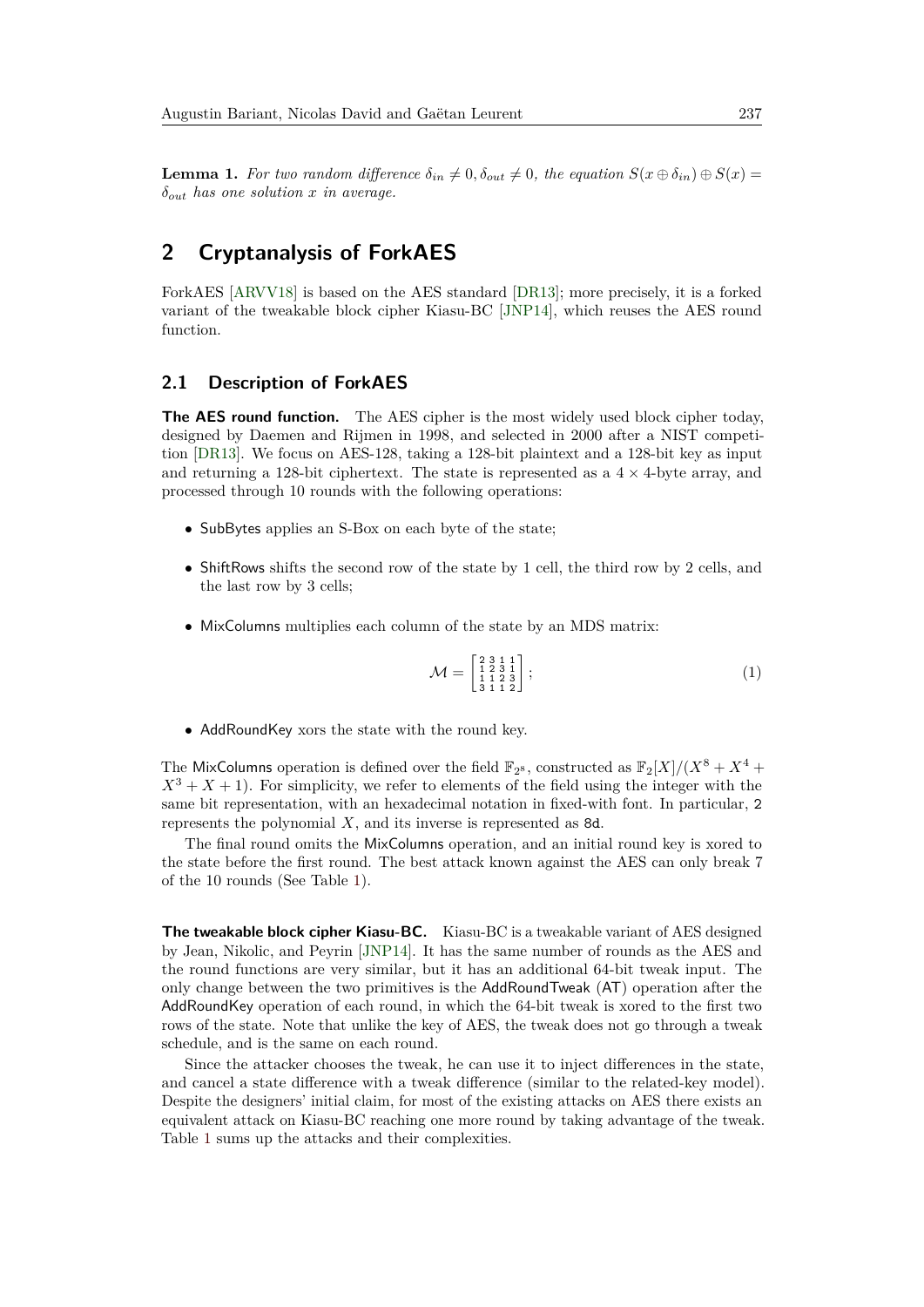**Lemma 1.** *For two random difference $\delta_{in} \neq 0, \delta_{out} \neq 0$, the equation $S(x \oplus \delta_{in}) \oplus S(x) = \delta_{out}$ has one solution $x$ in average.*

## 2 Cryptanalysis of ForkAES

ForkAES [ARVV18] is based on the AES standard [DR13]; more precisely, it is a forked variant of the tweakable block cipher Kiasu-BC [JNP14], which reuses the AES round function.

### 2.1 Description of ForkAES

**The AES round function.** The AES cipher is the most widely used block cipher today, designed by Daemen and Rijmen in 1998, and selected in 2000 after a NIST competition [DR13]. We focus on AES-128, taking a 128-bit plaintext and a 128-bit key as input and returning a 128-bit ciphertext. The state is represented as a $4 \times 4$-byte array, and processed through 10 rounds with the following operations:

- SubBytes applies an S-Box on each byte of the state;
- ShiftRows shifts the second row of the state by 1 cell, the third row by 2 cells, and the last row by 3 cells;
- MixColumns multiplies each column of the state by an MDS matrix:

$$\mathcal{M} = \begin{bmatrix} 2 & 3 & 1 & 1 \\ 1 & 2 & 3 & 1 \\ 1 & 1 & 2 & 3 \\ 3 & 1 & 1 & 2 \end{bmatrix}; \tag{1}$$

- AddRoundKey xors the state with the round key.

The MixColumns operation is defined over the field $\mathbb{F}_{2^8}$, constructed as $\mathbb{F}_2[X]/(X^8 + X^4 + X^3 + X + 1)$. For simplicity, we refer to elements of the field using the integer with the same bit representation, with an hexadecimal notation in fixed-with font. In particular, `2` represents the polynomial $X$, and its inverse is represented as `8d`.

The final round omits the MixColumns operation, and an initial round key is xored to the state before the first round. The best attack known against the AES can only break 7 of the 10 rounds (See Table 1).

**The tweakable block cipher Kiasu-BC.** Kiasu-BC is a tweakable variant of AES designed by Jean, Nikolic, and Peyrin [JNP14]. It has the same number of rounds as the AES and the round functions are very similar, but it has an additional 64-bit tweak input. The only change between the two primitives is the AddRoundTweak (AT) operation after the AddRoundKey operation of each round, in which the 64-bit tweak is xored to the first two rows of the state. Note that unlike the key of AES, the tweak does not go through a tweak schedule, and is the same on each round.

Since the attacker chooses the tweak, he can use it to inject differences in the state, and cancel a state difference with a tweak difference (similar to the related-key model). Despite the designers' initial claim, for most of the existing attacks on AES there exists an equivalent attack on Kiasu-BC reaching one more round by taking advantage of the tweak. Table 1 sums up the attacks and their complexities.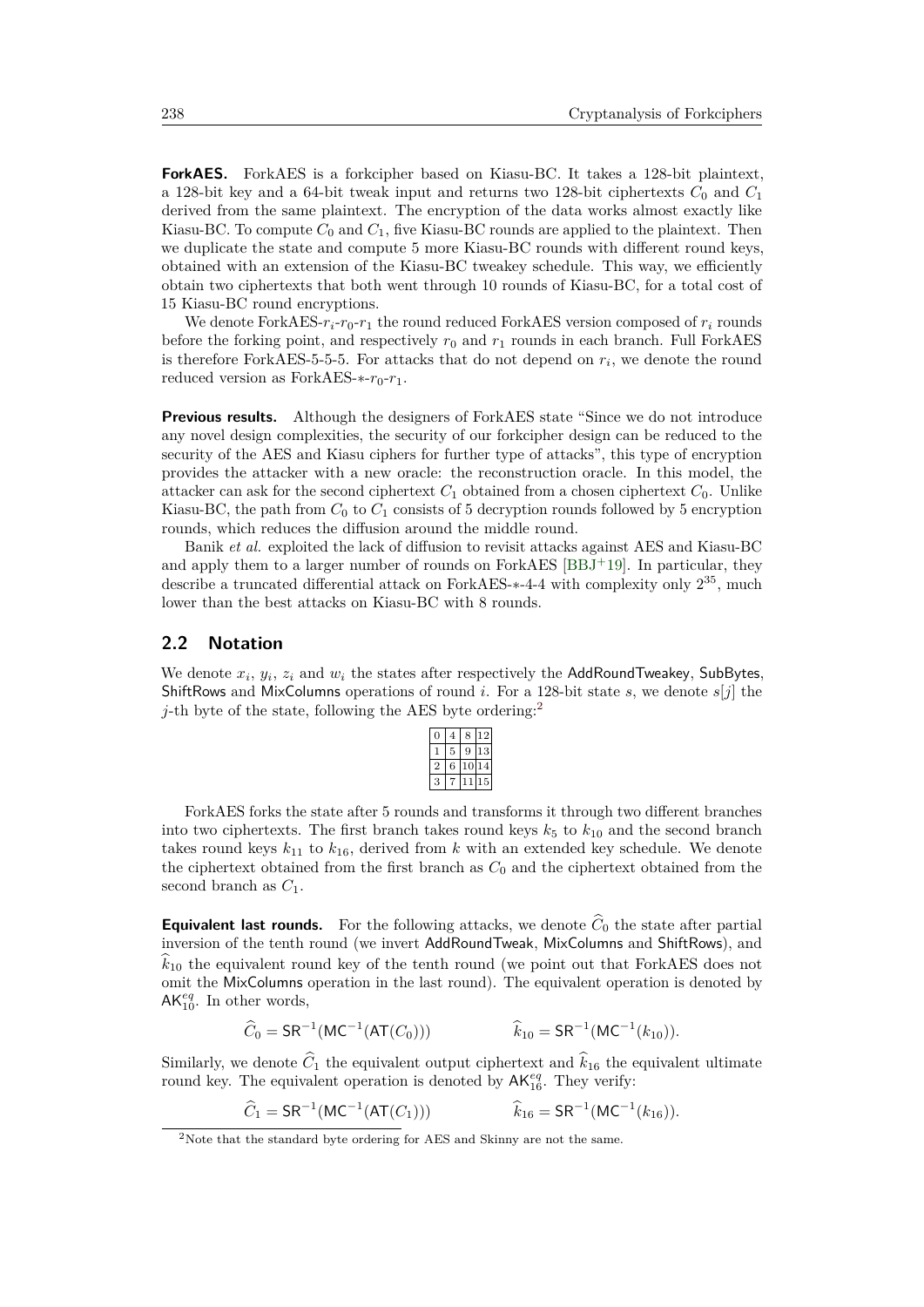**ForkAES.** ForkAES is a forkcipher based on Kiasu-BC. It takes a 128-bit plaintext, a 128-bit key and a 64-bit tweak input and returns two 128-bit ciphertexts $C_0$ and $C_1$ derived from the same plaintext. The encryption of the data works almost exactly like Kiasu-BC. To compute $C_0$ and $C_1$, five Kiasu-BC rounds are applied to the plaintext. Then we duplicate the state and compute 5 more Kiasu-BC rounds with different round keys, obtained with an extension of the Kiasu-BC tweakey schedule. This way, we efficiently obtain two ciphertexts that both went through 10 rounds of Kiasu-BC, for a total cost of 15 Kiasu-BC round encryptions.

We denote ForkAES-$r_i$-$r_0$-$r_1$ the round reduced ForkAES version composed of $r_i$ rounds before the forking point, and respectively $r_0$ and $r_1$ rounds in each branch. Full ForkAES is therefore ForkAES-5-5-5. For attacks that do not depend on $r_i$, we denote the round reduced version as ForkAES-$*$-$r_0$-$r_1$.

**Previous results.** Although the designers of ForkAES state "Since we do not introduce any novel design complexities, the security of our forkcipher design can be reduced to the security of the AES and Kiasu ciphers for further type of attacks", this type of encryption provides the attacker with a new oracle: the reconstruction oracle. In this model, the attacker can ask for the second ciphertext $C_1$ obtained from a chosen ciphertext $C_0$. Unlike Kiasu-BC, the path from $C_0$ to $C_1$ consists of 5 decryption rounds followed by 5 encryption rounds, which reduces the diffusion around the middle round.

Banik *et al.* exploited the lack of diffusion to revisit attacks against AES and Kiasu-BC and apply them to a larger number of rounds on ForkAES [BBJ+19]. In particular, they describe a truncated differential attack on ForkAES-$*$-4-4 with complexity only $2^{35}$, much lower than the best attacks on Kiasu-BC with 8 rounds.

## 2.2 Notation

We denote $x_i$, $y_i$, $z_i$ and $w_i$ the states after respectively the AddRoundTweakey, SubBytes, ShiftRows and MixColumns operations of round $i$. For a 128-bit state $s$, we denote $s[j]$ the $j$-th byte of the state, following the AES byte ordering:[2]

| 0 | 4 | 8 | 12 |
|---|---|---|---|
| 1 | 5 | 9 | 13 |
| 2 | 6 | 10 | 14 |
| 3 | 7 | 11 | 15 |

ForkAES forks the state after 5 rounds and transforms it through two different branches into two ciphertexts. The first branch takes round keys $k_5$ to $k_{10}$ and the second branch takes round keys $k_{11}$ to $k_{16}$, derived from $k$ with an extended key schedule. We denote the ciphertext obtained from the first branch as $C_0$ and the ciphertext obtained from the second branch as $C_1$.

**Equivalent last rounds.** For the following attacks, we denote $\widehat{C}_0$ the state after partial inversion of the tenth round (we invert AddRoundTweak, MixColumns and ShiftRows), and $\widehat{k}_{10}$ the equivalent round key of the tenth round (we point out that ForkAES does not omit the MixColumns operation in the last round). The equivalent operation is denoted by $\mathsf{AK}_{10}^{eq}$. In other words,

$$\widehat{C}_0 = \mathsf{SR}^{-1}(\mathsf{MC}^{-1}(\mathsf{AT}(C_0))) \qquad\qquad \widehat{k}_{10} = \mathsf{SR}^{-1}(\mathsf{MC}^{-1}(k_{10})).$$

Similarly, we denote $\widehat{C}_1$ the equivalent output ciphertext and $\widehat{k}_{16}$ the equivalent ultimate round key. The equivalent operation is denoted by $\mathsf{AK}_{16}^{eq}$. They verify:

$$\widehat{C}_1 = \mathsf{SR}^{-1}(\mathsf{MC}^{-1}(\mathsf{AT}(C_1))) \qquad\qquad \widehat{k}_{16} = \mathsf{SR}^{-1}(\mathsf{MC}^{-1}(k_{16})).$$

[2]Note that the standard byte ordering for AES and Skinny are not the same.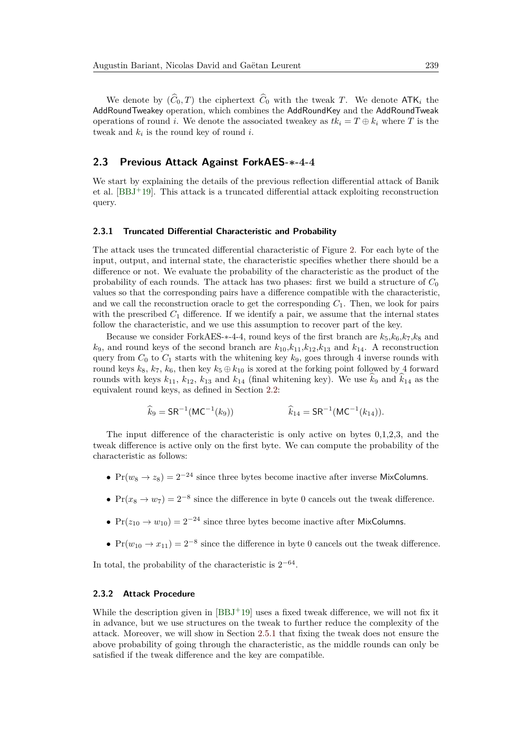We denote by $(\widehat{C}_0, T)$ the ciphertext $\widehat{C}_0$ with the tweak $T$. We denote $\mathsf{ATK}_i$ the AddRoundTweakey operation, which combines the AddRoundKey and the AddRoundTweak operations of round $i$. We denote the associated tweakey as $tk_i = T \oplus k_i$ where $T$ is the tweak and $k_i$ is the round key of round $i$.

## 2.3 Previous Attack Against ForkAES-∗-4-4

We start by explaining the details of the previous reflection differential attack of Banik et al. [BBJ+19]. This attack is a truncated differential attack exploiting reconstruction query.

### 2.3.1 Truncated Differential Characteristic and Probability

The attack uses the truncated differential characteristic of Figure 2. For each byte of the input, output, and internal state, the characteristic specifies whether there should be a difference or not. We evaluate the probability of the characteristic as the product of the probability of each rounds. The attack has two phases: first we build a structure of $C_0$ values so that the corresponding pairs have a difference compatible with the characteristic, and we call the reconstruction oracle to get the corresponding $C_1$. Then, we look for pairs with the prescribed $C_1$ difference. If we identify a pair, we assume that the internal states follow the characteristic, and we use this assumption to recover part of the key.

Because we consider ForkAES-∗-4-4, round keys of the first branch are $k_5$,$k_6$,$k_7$,$k_8$ and $k_9$, and round keys of the second branch are $k_{10}$,$k_{11}$,$k_{12}$,$k_{13}$ and $k_{14}$. A reconstruction query from $C_0$ to $C_1$ starts with the whitening key $k_9$, goes through 4 inverse rounds with round keys $k_8$, $k_7$, $k_6$, then key $k_5 \oplus k_{10}$ is xored at the forking point followed by 4 forward rounds with keys $k_{11}$, $k_{12}$, $k_{13}$ and $k_{14}$ (final whitening key). We use $\widehat{k}_9$ and $\widehat{k}_{14}$ as the equivalent round keys, as defined in Section 2.2:

$$\widehat{k}_9 = \mathsf{SR}^{-1}(\mathsf{MC}^{-1}(k_9)) \qquad\qquad \widehat{k}_{14} = \mathsf{SR}^{-1}(\mathsf{MC}^{-1}(k_{14})).$$

The input difference of the characteristic is only active on bytes 0,1,2,3, and the tweak difference is active only on the first byte. We can compute the probability of the characteristic as follows:

- $\Pr(w_8 \to z_8) = 2^{-24}$ since three bytes become inactive after inverse MixColumns.
- $\Pr(x_8 \to w_7) = 2^{-8}$ since the difference in byte 0 cancels out the tweak difference.
- $\Pr(z_{10} \to w_{10}) = 2^{-24}$ since three bytes become inactive after MixColumns.
- $\Pr(w_{10} \to x_{11}) = 2^{-8}$ since the difference in byte 0 cancels out the tweak difference.

In total, the probability of the characteristic is $2^{-64}$.

### 2.3.2 Attack Procedure

While the description given in [BBJ+19] uses a fixed tweak difference, we will not fix it in advance, but we use structures on the tweak to further reduce the complexity of the attack. Moreover, we will show in Section 2.5.1 that fixing the tweak does not ensure the above probability of going through the characteristic, as the middle rounds can only be satisfied if the tweak difference and the key are compatible.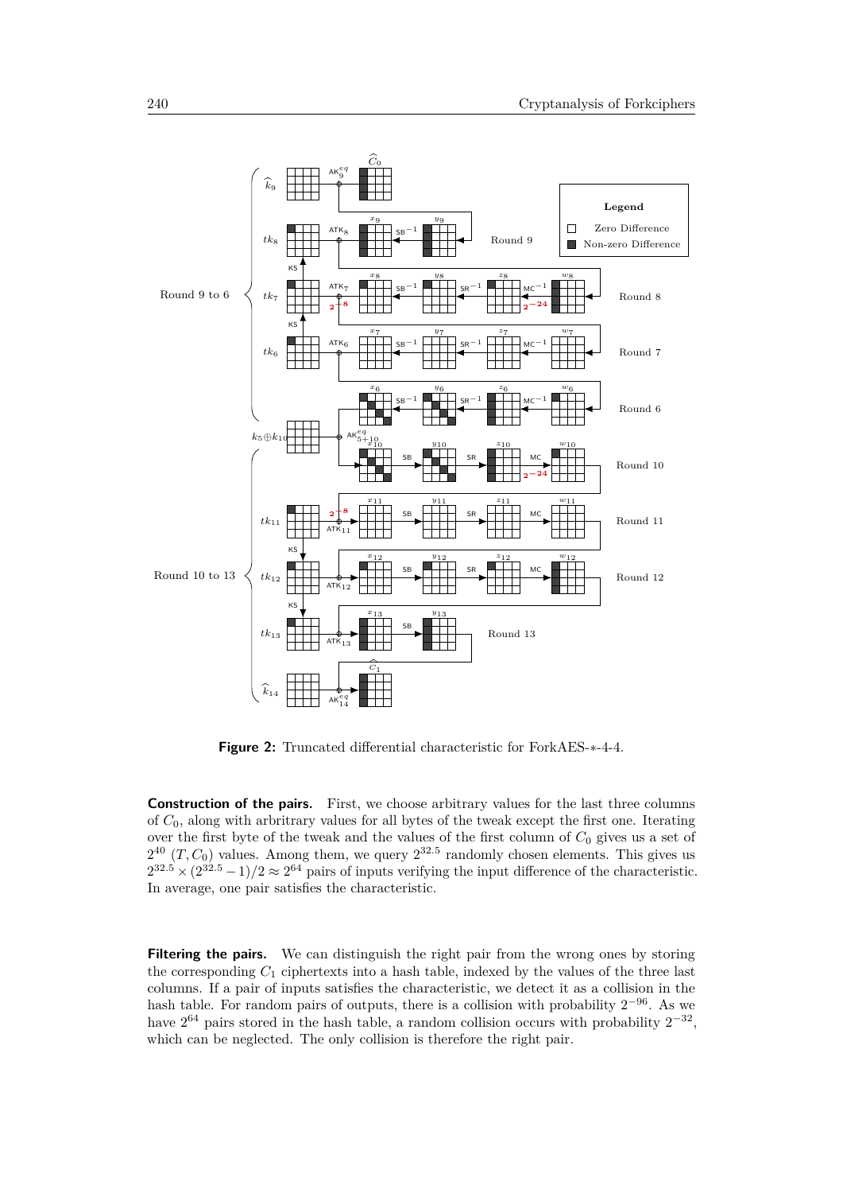**Figure 2:** Truncated differential characteristic for ForkAES-∗-4-4.

**Construction of the pairs.** First, we choose arbitrary values for the last three columns of $C_0$, along with arbitrary values for all bytes of the tweak except the first one. Iterating over the first byte of the tweak and the values of the first column of $C_0$ gives us a set of $2^{40}$ $(T, C_0)$ values. Among them, we query $2^{32.5}$ randomly chosen elements. This gives us $2^{32.5} \times (2^{32.5} - 1)/2 \approx 2^{64}$ pairs of inputs verifying the input difference of the characteristic. In average, one pair satisfies the characteristic.

**Filtering the pairs.** We can distinguish the right pair from the wrong ones by storing the corresponding $C_1$ ciphertexts into a hash table, indexed by the values of the three last columns. If a pair of inputs satisfies the characteristic, we detect it as a collision in the hash table. For random pairs of outputs, there is a collision with probability $2^{-96}$. As we have $2^{64}$ pairs stored in the hash table, a random collision occurs with probability $2^{-32}$, which can be neglected. The only collision is therefore the right pair.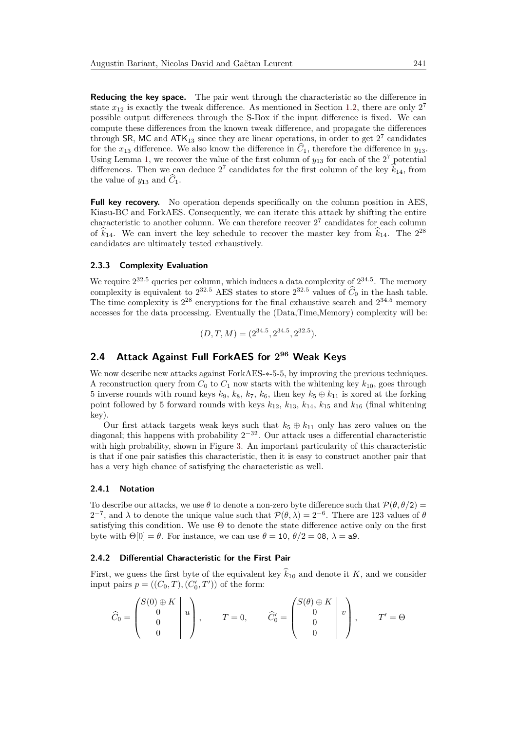**Reducing the key space.** The pair went through the characteristic so the difference in state $x_{12}$ is exactly the tweak difference. As mentioned in Section 1.2, there are only $2^7$ possible output differences through the S-Box if the input difference is fixed. We can compute these differences from the known tweak difference, and propagate the differences through SR, MC and $\mathsf{ATK}_{13}$ since they are linear operations, in order to get $2^7$ candidates for the $x_{13}$ difference. We also know the difference in $\widehat{C}_1$, therefore the difference in $y_{13}$. Using Lemma 1, we recover the value of the first column of $y_{13}$ for each of the $2^7$ potential differences. Then we can deduce $2^7$ candidates for the first column of the key $\widehat{k}_{14}$, from the value of $y_{13}$ and $\widehat{C}_1$.

**Full key recovery.** No operation depends specifically on the column position in AES, Kiasu-BC and ForkAES. Consequently, we can iterate this attack by shifting the entire characteristic to another column. We can therefore recover $2^7$ candidates for each column of $\widehat{k}_{14}$. We can invert the key schedule to recover the master key from $\widehat{k}_{14}$. The $2^{28}$ candidates are ultimately tested exhaustively.

### 2.3.3 Complexity Evaluation

We require $2^{32.5}$ queries per column, which induces a data complexity of $2^{34.5}$. The memory complexity is equivalent to $2^{32.5}$ AES states to store $2^{32.5}$ values of $\widehat{C}_0$ in the hash table. The time complexity is $2^{28}$ encryptions for the final exhaustive search and $2^{34.5}$ memory accesses for the data processing. Eventually the (Data,Time,Memory) complexity will be:

$$(D, T, M) = (2^{34.5}, 2^{34.5}, 2^{32.5}).$$

## 2.4 Attack Against Full ForkAES for $2^{96}$ Weak Keys

We now describe new attacks against ForkAES-∗-5-5, by improving the previous techniques. A reconstruction query from $C_0$ to $C_1$ now starts with the whitening key $k_{10}$, goes through 5 inverse rounds with round keys $k_9$, $k_8$, $k_7$, $k_6$, then key $k_5 \oplus k_{11}$ is xored at the forking point followed by 5 forward rounds with keys $k_{12}$, $k_{13}$, $k_{14}$, $k_{15}$ and $k_{16}$ (final whitening key).

Our first attack targets weak keys such that $k_5 \oplus k_{11}$ only has zero values on the diagonal; this happens with probability $2^{-32}$. Our attack uses a differential characteristic with high probability, shown in Figure 3. An important particularity of this characteristic is that if one pair satisfies this characteristic, then it is easy to construct another pair that has a very high chance of satisfying the characteristic as well.

### 2.4.1 Notation

To describe our attacks, we use $\theta$ to denote a non-zero byte difference such that $\mathcal{P}(\theta, \theta/2) = 2^{-7}$, and $\lambda$ to denote the unique value such that $\mathcal{P}(\theta, \lambda) = 2^{-6}$. There are 123 values of $\theta$ satisfying this condition. We use $\Theta$ to denote the state difference active only on the first byte with $\Theta[0] = \theta$. For instance, we can use $\theta = \mathtt{10}$, $\theta/2 = \mathtt{08}$, $\lambda = \mathtt{a9}$.

### 2.4.2 Differential Characteristic for the First Pair

First, we guess the first byte of the equivalent key $\widehat{k}_{10}$ and denote it $K$, and we consider input pairs $p = ((C_0, T), (C_0', T'))$ of the form:

$$\widehat{C}_0 = \left(\begin{array}{c|c} S(0) \oplus K & \\ 0 & u \\ 0 & \\ 0 & \end{array}\right), \qquad T = 0, \qquad \widehat{C}_0' = \left(\begin{array}{c|c} S(\theta) \oplus K & \\ 0 & v \\ 0 & \\ 0 & \end{array}\right), \qquad T' = \Theta$$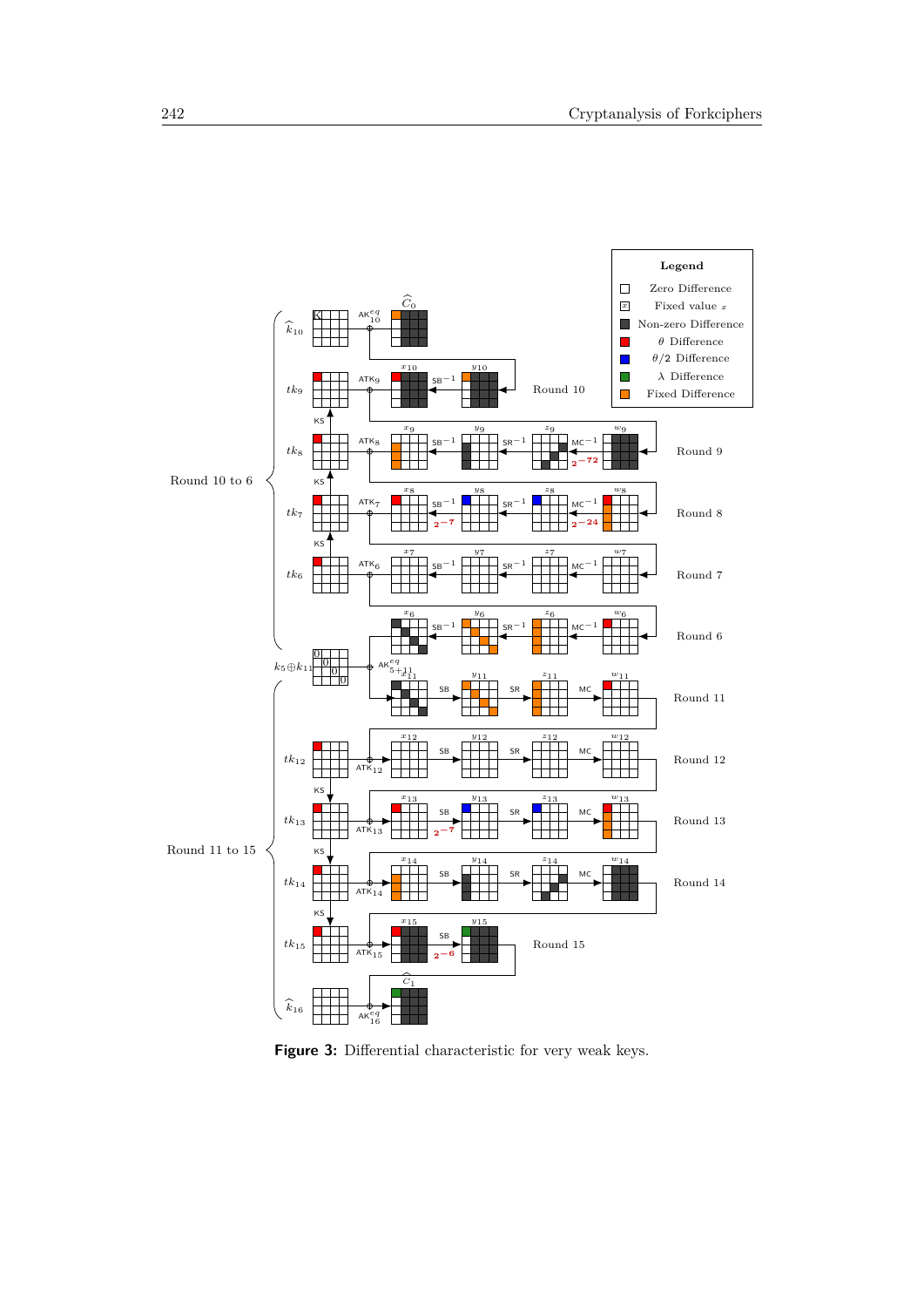**Figure 3:** Differential characteristic for very weak keys.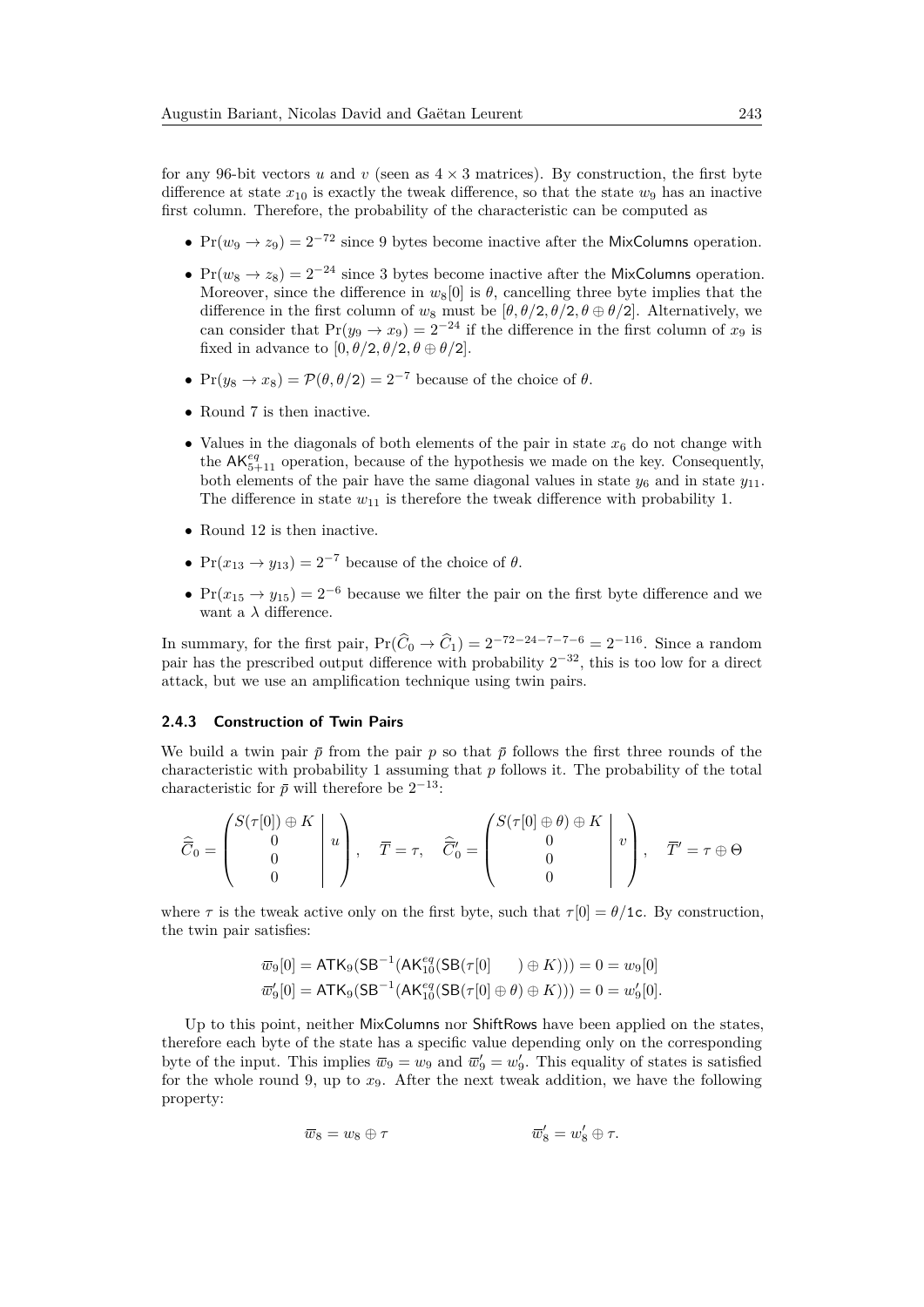for any 96-bit vectors $u$ and $v$ (seen as $4 \times 3$ matrices). By construction, the first byte difference at state $x_{10}$ is exactly the tweak difference, so that the state $w_9$ has an inactive first column. Therefore, the probability of the characteristic can be computed as

- $\Pr(w_9 \to z_9) = 2^{-72}$ since 9 bytes become inactive after the MixColumns operation.
- $\Pr(w_8 \to z_8) = 2^{-24}$ since 3 bytes become inactive after the MixColumns operation. Moreover, since the difference in $w_8[0]$ is $\theta$, cancelling three byte implies that the difference in the first column of $w_8$ must be $[\theta, \theta/2, \theta/2, \theta \oplus \theta/2]$. Alternatively, we can consider that $\Pr(y_9 \to x_9) = 2^{-24}$ if the difference in the first column of $x_9$ is fixed in advance to $[0, \theta/2, \theta/2, \theta \oplus \theta/2]$.
- $\Pr(y_8 \to x_8) = \mathcal{P}(\theta, \theta/2) = 2^{-7}$ because of the choice of $\theta$.
- Round 7 is then inactive.
- Values in the diagonals of both elements of the pair in state $x_6$ do not change with the $\mathsf{AK}^{eq}_{5+11}$ operation, because of the hypothesis we made on the key. Consequently, both elements of the pair have the same diagonal values in state $y_6$ and in state $y_{11}$. The difference in state $w_{11}$ is therefore the tweak difference with probability 1.
- Round 12 is then inactive.
- $\Pr(x_{13} \to y_{13}) = 2^{-7}$ because of the choice of $\theta$.
- $\Pr(x_{15} \to y_{15}) = 2^{-6}$ because we filter the pair on the first byte difference and we want a $\lambda$ difference.

In summary, for the first pair, $\Pr(\widehat{C}_0 \to \widehat{C}_1) = 2^{-72-24-7-7-6} = 2^{-116}$. Since a random pair has the prescribed output difference with probability $2^{-32}$, this is too low for a direct attack, but we use an amplification technique using twin pairs.

### 2.4.3 Construction of Twin Pairs

We build a twin pair $\bar{p}$ from the pair $p$ so that $\bar{p}$ follows the first three rounds of the characteristic with probability 1 assuming that $p$ follows it. The probability of the total characteristic for $\bar{p}$ will therefore be $2^{-13}$:

$$
\widehat{\overline{C}}_0 = \left(\begin{array}{c|c} S(\tau[0]) \oplus K & \\ 0 & u \\ 0 & \\ 0 & \end{array}\right), \quad \overline{T} = \tau, \quad \widehat{\overline{C}}'_0 = \left(\begin{array}{c|c} S(\tau[0] \oplus \theta) \oplus K & \\ 0 & v \\ 0 & \\ 0 & \end{array}\right), \quad \overline{T}' = \tau \oplus \Theta
$$

where $\tau$ is the tweak active only on the first byte, such that $\tau[0] = \theta/\mathtt{1c}$. By construction, the twin pair satisfies:

$$
\begin{aligned}
\overline{w}_9[0] &= \mathsf{ATK}_9(\mathsf{SB}^{-1}(\mathsf{AK}^{eq}_{10}(\mathsf{SB}(\tau[0] \qquad) \oplus K))) = 0 = w_9[0] \\
\overline{w}'_9[0] &= \mathsf{ATK}_9(\mathsf{SB}^{-1}(\mathsf{AK}^{eq}_{10}(\mathsf{SB}(\tau[0] \oplus \theta) \oplus K))) = 0 = w'_9[0].
\end{aligned}
$$

Up to this point, neither MixColumns nor ShiftRows have been applied on the states, therefore each byte of the state has a specific value depending only on the corresponding byte of the input. This implies $\overline{w}_9 = w_9$ and $\overline{w}'_9 = w'_9$. This equality of states is satisfied for the whole round 9, up to $x_9$. After the next tweak addition, we have the following property:

$$
\overline{w}_8 = w_8 \oplus \tau \qquad\qquad \overline{w}'_8 = w'_8 \oplus \tau.
$$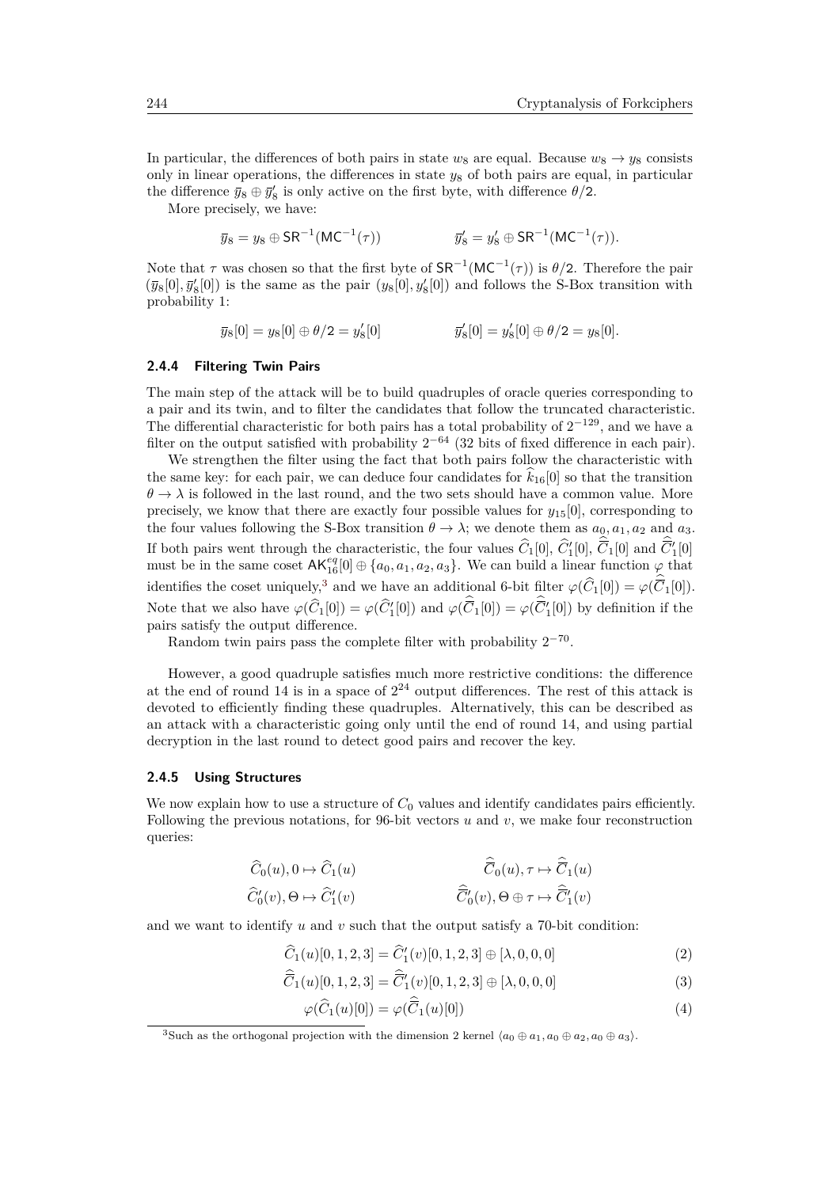In particular, the differences of both pairs in state $w_8$ are equal. Because $w_8 \to y_8$ consists only in linear operations, the differences in state $y_8$ of both pairs are equal, in particular the difference $\overline{y}_8 \oplus \overline{y}'_8$ is only active on the first byte, with difference $\theta/2$.

More precisely, we have:

$$\overline{y}_8 = y_8 \oplus \mathsf{SR}^{-1}(\mathsf{MC}^{-1}(\tau)) \qquad\qquad \overline{y}'_8 = y'_8 \oplus \mathsf{SR}^{-1}(\mathsf{MC}^{-1}(\tau)).$$

Note that $\tau$ was chosen so that the first byte of $\mathsf{SR}^{-1}(\mathsf{MC}^{-1}(\tau))$ is $\theta/2$. Therefore the pair $(\overline{y}_8[0], \overline{y}'_8[0])$ is the same as the pair $(y_8[0], y'_8[0])$ and follows the S-Box transition with probability 1:

$$\overline{y}_8[0] = y_8[0] \oplus \theta/2 = y'_8[0] \qquad\qquad \overline{y}'_8[0] = y'_8[0] \oplus \theta/2 = y_8[0].$$

### 2.4.4 Filtering Twin Pairs

The main step of the attack will be to build quadruples of oracle queries corresponding to a pair and its twin, and to filter the candidates that follow the truncated characteristic. The differential characteristic for both pairs has a total probability of $2^{-129}$, and we have a filter on the output satisfied with probability $2^{-64}$ (32 bits of fixed difference in each pair).

We strengthen the filter using the fact that both pairs follow the characteristic with the same key: for each pair, we can deduce four candidates for $\widehat{k}_{16}[0]$ so that the transition $\theta \to \lambda$ is followed in the last round, and the two sets should have a common value. More precisely, we know that there are exactly four possible values for $y_{15}[0]$, corresponding to the four values following the S-Box transition $\theta \to \lambda$; we denote them as $a_0, a_1, a_2$ and $a_3$. If both pairs went through the characteristic, the four values $\widehat{C}_1[0]$, $\widehat{C}'_1[0]$, $\widehat{\overline{C}}_1[0]$ and $\widehat{\overline{C}}'_1[0]$ must be in the same coset $\mathsf{AK}^{eq}_{16}[0] \oplus \{a_0, a_1, a_2, a_3\}$. We can build a linear function $\varphi$ that identifies the coset uniquely,[3] and we have an additional 6-bit filter $\varphi(\widehat{C}_1[0]) = \varphi(\widehat{\overline{C}}_1[0])$. Note that we also have $\varphi(\widehat{C}_1[0]) = \varphi(\widehat{C}'_1[0])$ and $\varphi(\widehat{\overline{C}}_1[0]) = \varphi(\widehat{\overline{C}}'_1[0])$ by definition if the pairs satisfy the output difference.

Random twin pairs pass the complete filter with probability $2^{-70}$.

However, a good quadruple satisfies much more restrictive conditions: the difference at the end of round 14 is in a space of $2^{24}$ output differences. The rest of this attack is devoted to efficiently finding these quadruples. Alternatively, this can be described as an attack with a characteristic going only until the end of round 14, and using partial decryption in the last round to detect good pairs and recover the key.

### 2.4.5 Using Structures

We now explain how to use a structure of $C_0$ values and identify candidates pairs efficiently. Following the previous notations, for 96-bit vectors $u$ and $v$, we make four reconstruction queries:

$$\widehat{C}_0(u), 0 \mapsto \widehat{C}_1(u) \qquad\qquad \widehat{\overline{C}}_0(u), \tau \mapsto \widehat{\overline{C}}_1(u)$$

$$\widehat{C}'_0(v), \Theta \mapsto \widehat{C}'_1(v) \qquad\qquad \widehat{\overline{C}}'_0(v), \Theta \oplus \tau \mapsto \widehat{\overline{C}}'_1(v)$$

and we want to identify $u$ and $v$ such that the output satisfy a 70-bit condition:

$$\widehat{C}_1(u)[0,1,2,3] = \widehat{C}'_1(v)[0,1,2,3] \oplus [\lambda, 0, 0, 0] \tag{2}$$

$$\widehat{\overline{C}}_1(u)[0,1,2,3] = \widehat{\overline{C}}'_1(v)[0,1,2,3] \oplus [\lambda, 0, 0, 0] \tag{3}$$

$$\varphi(\widehat{C}_1(u)[0]) = \varphi(\widehat{\overline{C}}_1(u)[0]) \tag{4}$$

[3] Such as the orthogonal projection with the dimension 2 kernel $\langle a_0 \oplus a_1, a_0 \oplus a_2, a_0 \oplus a_3 \rangle$.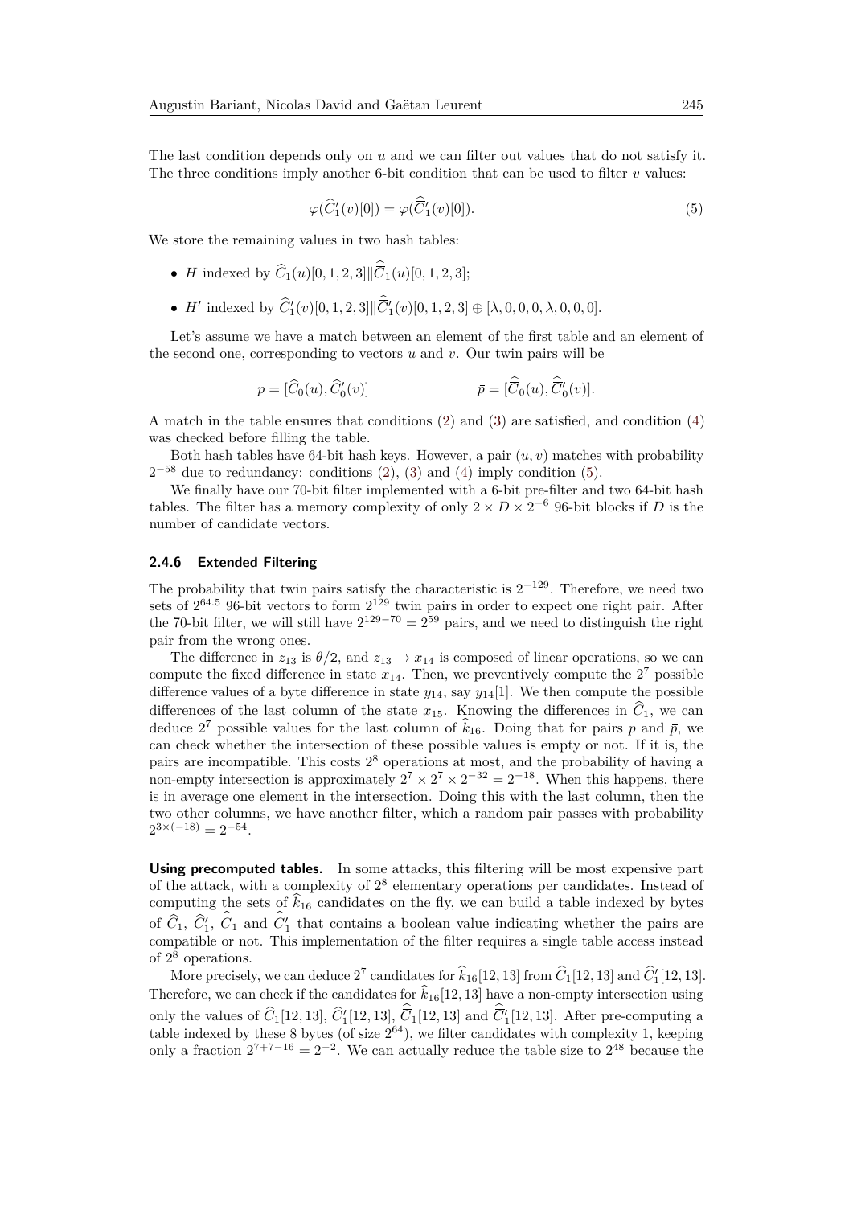The last condition depends only on $u$ and we can filter out values that do not satisfy it. The three conditions imply another 6-bit condition that can be used to filter $v$ values:

$$\varphi(\widehat{C}'_1(v)[0]) = \varphi(\widehat{\overline{C}}'_1(v)[0]). \tag{5}$$

We store the remaining values in two hash tables:

- $H$ indexed by $\widehat{C}_1(u)[0,1,2,3] \| \widehat{\overline{C}}_1(u)[0,1,2,3]$;
- $H'$ indexed by $\widehat{C}'_1(v)[0,1,2,3] \| \widehat{\overline{C}}'_1(v)[0,1,2,3] \oplus [\lambda, 0, 0, 0, \lambda, 0, 0, 0]$.

Let's assume we have a match between an element of the first table and an element of the second one, corresponding to vectors $u$ and $v$. Our twin pairs will be

$$p = [\widehat{C}_0(u), \widehat{C}'_0(v)] \qquad\qquad \bar{p} = [\widehat{\overline{C}}_0(u), \widehat{\overline{C}}'_0(v)].$$

A match in the table ensures that conditions (2) and (3) are satisfied, and condition (4) was checked before filling the table.

Both hash tables have 64-bit hash keys. However, a pair $(u, v)$ matches with probability $2^{-58}$ due to redundancy: conditions (2), (3) and (4) imply condition (5).

We finally have our 70-bit filter implemented with a 6-bit pre-filter and two 64-bit hash tables. The filter has a memory complexity of only $2 \times D \times 2^{-6}$ 96-bit blocks if $D$ is the number of candidate vectors.

#### 2.4.6 Extended Filtering

The probability that twin pairs satisfy the characteristic is $2^{-129}$. Therefore, we need two sets of $2^{64.5}$ 96-bit vectors to form $2^{129}$ twin pairs in order to expect one right pair. After the 70-bit filter, we will still have $2^{129-70} = 2^{59}$ pairs, and we need to distinguish the right pair from the wrong ones.

The difference in $z_{13}$ is $\theta/2$, and $z_{13} \to x_{14}$ is composed of linear operations, so we can compute the fixed difference in state $x_{14}$. Then, we preventively compute the $2^7$ possible difference values of a byte difference in state $y_{14}$, say $y_{14}[1]$. We then compute the possible differences of the last column of the state $x_{15}$. Knowing the differences in $\widehat{C}_1$, we can deduce $2^7$ possible values for the last column of $\widehat{k}_{16}$. Doing that for pairs $p$ and $\bar{p}$, we can check whether the intersection of these possible values is empty or not. If it is, the pairs are incompatible. This costs $2^8$ operations at most, and the probability of having a non-empty intersection is approximately $2^7 \times 2^7 \times 2^{-32} = 2^{-18}$. When this happens, there is in average one element in the intersection. Doing this with the last column, then the two other columns, we have another filter, which a random pair passes with probability $2^{3\times(-18)} = 2^{-54}$.

**Using precomputed tables.** In some attacks, this filtering will be most expensive part of the attack, with a complexity of $2^8$ elementary operations per candidates. Instead of computing the sets of $\widehat{k}_{16}$ candidates on the fly, we can build a table indexed by bytes of $\widehat{C}_1$, $\widehat{C}'_1$, $\widehat{\overline{C}}_1$ and $\widehat{\overline{C}}'_1$ that contains a boolean value indicating whether the pairs are compatible or not. This implementation of the filter requires a single table access instead of $2^8$ operations.

More precisely, we can deduce $2^7$ candidates for $\widehat{k}_{16}[12, 13]$ from $\widehat{C}_1[12, 13]$ and $\widehat{C}'_1[12, 13]$. Therefore, we can check if the candidates for $\widehat{k}_{16}[12, 13]$ have a non-empty intersection using only the values of $\widehat{C}_1[12, 13]$, $\widehat{C}'_1[12, 13]$, $\widehat{\overline{C}}_1[12, 13]$ and $\widehat{\overline{C}}'_1[12, 13]$. After pre-computing a table indexed by these 8 bytes (of size $2^{64}$), we filter candidates with complexity 1, keeping only a fraction $2^{7+7-16} = 2^{-2}$. We can actually reduce the table size to $2^{48}$ because the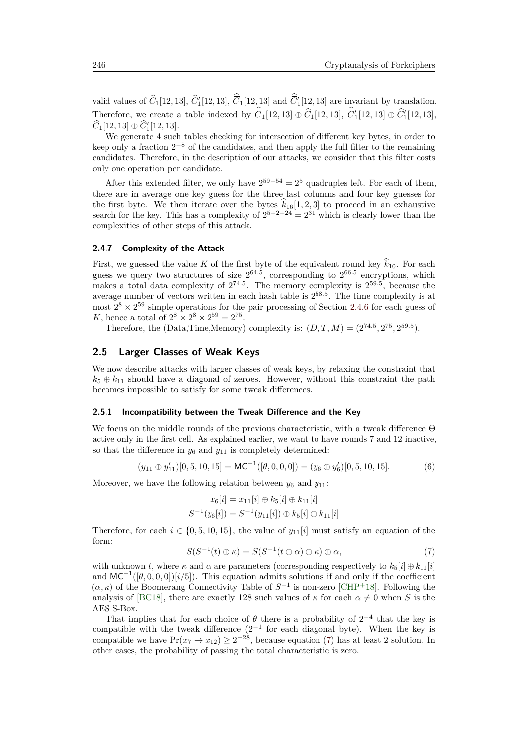valid values of $\widehat{C}_1[12,13]$, $\widehat{C}'_1[12,13]$, $\widehat{\widehat{C}}_1[12,13]$ and $\widehat{\widehat{C}}'_1[12,13]$ are invariant by translation. Therefore, we create a table indexed by $\widehat{\widehat{C}}_1[12,13] \oplus \widehat{C}_1[12,13]$, $\widehat{\widehat{C}}'_1[12,13] \oplus \widehat{C}'_1[12,13]$, $\widehat{C}_1[12,13] \oplus \widehat{C}'_1[12,13]$.

We generate 4 such tables checking for intersection of different key bytes, in order to keep only a fraction $2^{-8}$ of the candidates, and then apply the full filter to the remaining candidates. Therefore, in the description of our attacks, we consider that this filter costs only one operation per candidate.

After this extended filter, we only have $2^{59-54} = 2^5$ quadruples left. For each of them, there are in average one key guess for the three last columns and four key guesses for the first byte. We then iterate over the bytes $\widehat{k}_{16}[1,2,3]$ to proceed in an exhaustive search for the key. This has a complexity of $2^{5+2+24} = 2^{31}$ which is clearly lower than the complexities of other steps of this attack.

#### 2.4.7 Complexity of the Attack

First, we guessed the value $K$ of the first byte of the equivalent round key $\widehat{k}_{10}$. For each guess we query two structures of size $2^{64.5}$, corresponding to $2^{66.5}$ encryptions, which makes a total data complexity of $2^{74.5}$. The memory complexity is $2^{59.5}$, because the average number of vectors written in each hash table is $2^{58.5}$. The time complexity is at most $2^8 \times 2^{59}$ simple operations for the pair processing of Section 2.4.6 for each guess of $K$, hence a total of $2^8 \times 2^8 \times 2^{59} = 2^{75}$.

Therefore, the (Data,Time,Memory) complexity is: $(D,T,M) = (2^{74.5}, 2^{75}, 2^{59.5})$.

### 2.5 Larger Classes of Weak Keys

We now describe attacks with larger classes of weak keys, by relaxing the constraint that $k_5 \oplus k_{11}$ should have a diagonal of zeroes. However, without this constraint the path becomes impossible to satisfy for some tweak differences.

#### 2.5.1 Incompatibility between the Tweak Difference and the Key

We focus on the middle rounds of the previous characteristic, with a tweak difference $\Theta$ active only in the first cell. As explained earlier, we want to have rounds 7 and 12 inactive, so that the difference in $y_6$ and $y_{11}$ is completely determined:

$$(y_{11} \oplus y'_{11})[0,5,10,15] = \mathsf{MC}^{-1}([\theta,0,0,0]) = (y_6 \oplus y'_6)[0,5,10,15]. \tag{6}$$

Moreover, we have the following relation between $y_6$ and $y_{11}$:

$$x_6[i] = x_{11}[i] \oplus k_5[i] \oplus k_{11}[i]$$
$$S^{-1}(y_6[i]) = S^{-1}(y_{11}[i]) \oplus k_5[i] \oplus k_{11}[i]$$

Therefore, for each $i \in \{0,5,10,15\}$, the value of $y_{11}[i]$ must satisfy an equation of the form:

$$S(S^{-1}(t) \oplus \kappa) = S(S^{-1}(t \oplus \alpha) \oplus \kappa) \oplus \alpha, \tag{7}$$

with unknown $t$, where $\kappa$ and $\alpha$ are parameters (corresponding respectively to $k_5[i] \oplus k_{11}[i]$ and $\mathsf{MC}^{-1}([\theta,0,0,0])[i/5]$). This equation admits solutions if and only if the coefficient $(\alpha,\kappa)$ of the Boomerang Connectivity Table of $S^{-1}$ is non-zero [CHP+18]. Following the analysis of [BC18], there are exactly 128 such values of $\kappa$ for each $\alpha \neq 0$ when $S$ is the AES S-Box.

That implies that for each choice of $\theta$ there is a probability of $2^{-4}$ that the key is compatible with the tweak difference ($2^{-1}$ for each diagonal byte). When the key is compatible we have $\Pr(x_7 \to x_{12}) \geq 2^{-28}$, because equation (7) has at least 2 solution. In other cases, the probability of passing the total characteristic is zero.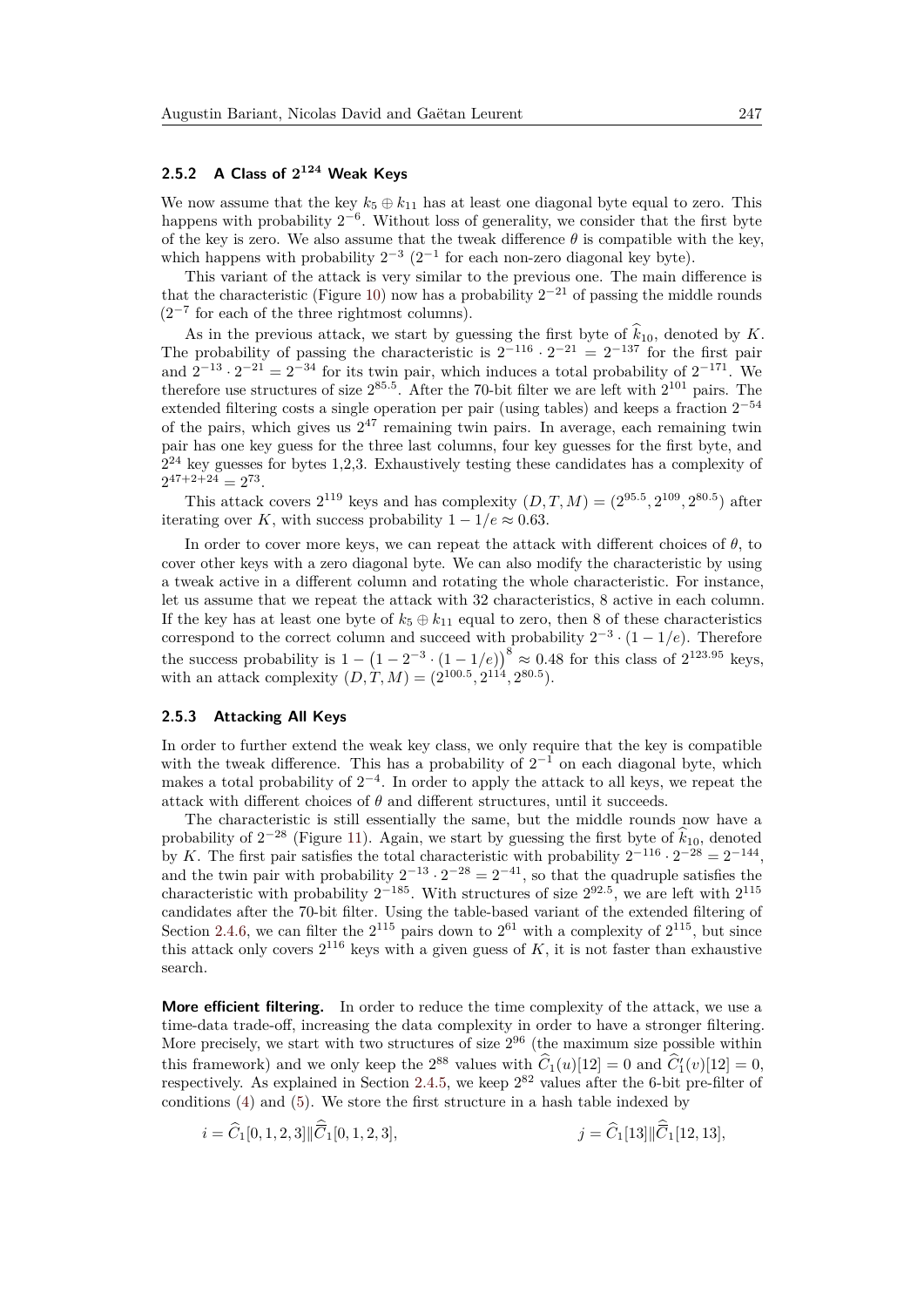### 2.5.2 A Class of $2^{124}$ Weak Keys

We now assume that the key $k_5 \oplus k_{11}$ has at least one diagonal byte equal to zero. This happens with probability $2^{-6}$. Without loss of generality, we consider that the first byte of the key is zero. We also assume that the tweak difference $\theta$ is compatible with the key, which happens with probability $2^{-3}$ ($2^{-1}$ for each non-zero diagonal key byte).

This variant of the attack is very similar to the previous one. The main difference is that the characteristic (Figure 10) now has a probability $2^{-21}$ of passing the middle rounds ($2^{-7}$ for each of the three rightmost columns).

As in the previous attack, we start by guessing the first byte of $\widehat{k}_{10}$, denoted by $K$. The probability of passing the characteristic is $2^{-116} \cdot 2^{-21} = 2^{-137}$ for the first pair and $2^{-13} \cdot 2^{-21} = 2^{-34}$ for its twin pair, which induces a total probability of $2^{-171}$. We therefore use structures of size $2^{85.5}$. After the 70-bit filter we are left with $2^{101}$ pairs. The extended filtering costs a single operation per pair (using tables) and keeps a fraction $2^{-54}$ of the pairs, which gives us $2^{47}$ remaining twin pairs. In average, each remaining twin pair has one key guess for the three last columns, four key guesses for the first byte, and $2^{24}$ key guesses for bytes 1,2,3. Exhaustively testing these candidates has a complexity of $2^{47+2+24} = 2^{73}$.

This attack covers $2^{119}$ keys and has complexity $(D, T, M) = (2^{95.5}, 2^{109}, 2^{80.5})$ after iterating over $K$, with success probability $1 - 1/e \approx 0.63$.

In order to cover more keys, we can repeat the attack with different choices of $\theta$, to cover other keys with a zero diagonal byte. We can also modify the characteristic by using a tweak active in a different column and rotating the whole characteristic. For instance, let us assume that we repeat the attack with 32 characteristics, 8 active in each column. If the key has at least one byte of $k_5 \oplus k_{11}$ equal to zero, then 8 of these characteristics correspond to the correct column and succeed with probability $2^{-3} \cdot (1 - 1/e)$. Therefore the success probability is $1 - \left(1 - 2^{-3} \cdot (1 - 1/e)\right)^8 \approx 0.48$ for this class of $2^{123.95}$ keys, with an attack complexity $(D, T, M) = (2^{100.5}, 2^{114}, 2^{80.5})$.

### 2.5.3 Attacking All Keys

In order to further extend the weak key class, we only require that the key is compatible with the tweak difference. This has a probability of $2^{-1}$ on each diagonal byte, which makes a total probability of $2^{-4}$. In order to apply the attack to all keys, we repeat the attack with different choices of $\theta$ and different structures, until it succeeds.

The characteristic is still essentially the same, but the middle rounds now have a probability of $2^{-28}$ (Figure 11). Again, we start by guessing the first byte of $\widehat{k}_{10}$, denoted by $K$. The first pair satisfies the total characteristic with probability $2^{-116} \cdot 2^{-28} = 2^{-144}$, and the twin pair with probability $2^{-13} \cdot 2^{-28} = 2^{-41}$, so that the quadruple satisfies the characteristic with probability $2^{-185}$. With structures of size $2^{92.5}$, we are left with $2^{115}$ candidates after the 70-bit filter. Using the table-based variant of the extended filtering of Section 2.4.6, we can filter the $2^{115}$ pairs down to $2^{61}$ with a complexity of $2^{115}$, but since this attack only covers $2^{116}$ keys with a given guess of $K$, it is not faster than exhaustive search.

**More efficient filtering.** In order to reduce the time complexity of the attack, we use a time-data trade-off, increasing the data complexity in order to have a stronger filtering. More precisely, we start with two structures of size $2^{96}$ (the maximum size possible within this framework) and we only keep the $2^{88}$ values with $\widehat{C}_1(u)[12] = 0$ and $\widehat{C}'_1(v)[12] = 0$, respectively. As explained in Section 2.4.5, we keep $2^{82}$ values after the 6-bit pre-filter of conditions (4) and (5). We store the first structure in a hash table indexed by

$$i = \widehat{C}_1[0, 1, 2, 3] \| \widehat{\widehat{C}}_1[0, 1, 2, 3], \qquad j = \widehat{C}_1[13] \| \widehat{\widehat{C}}_1[12, 13],$$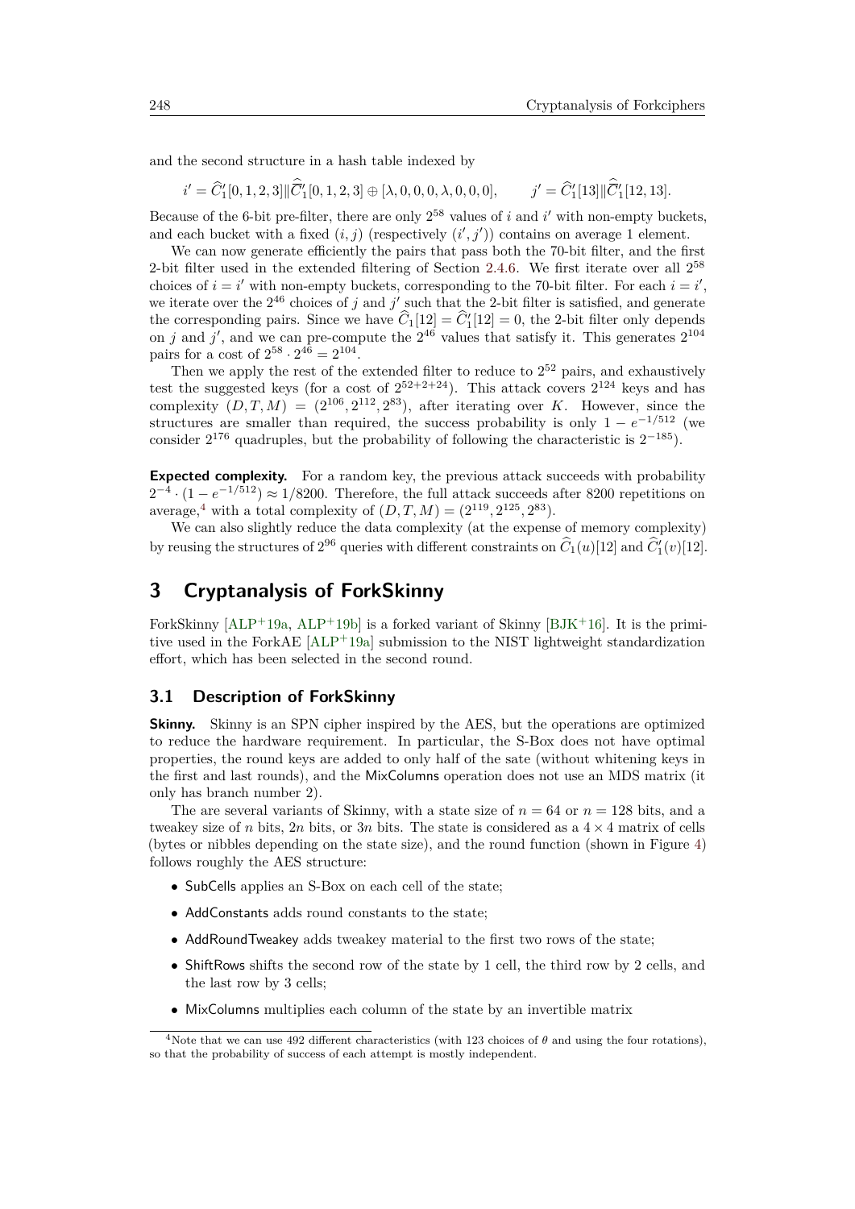and the second structure in a hash table indexed by

$$i' = \widehat{C}'_1[0,1,2,3] \| \widehat{\overline{C}}'_1[0,1,2,3] \oplus [\lambda, 0, 0, 0, \lambda, 0, 0, 0], \qquad j' = \widehat{C}'_1[13] \| \widehat{\overline{C}}'_1[12, 13].$$

Because of the 6-bit pre-filter, there are only $2^{58}$ values of $i$ and $i'$ with non-empty buckets, and each bucket with a fixed $(i, j)$ (respectively $(i', j')$) contains on average 1 element.

We can now generate efficiently the pairs that pass both the 70-bit filter, and the first 2-bit filter used in the extended filtering of Section 2.4.6. We first iterate over all $2^{58}$ choices of $i = i'$ with non-empty buckets, corresponding to the 70-bit filter. For each $i = i'$, we iterate over the $2^{46}$ choices of $j$ and $j'$ such that the 2-bit filter is satisfied, and generate the corresponding pairs. Since we have $\widehat{C}_1[12] = \widehat{C}'_1[12] = 0$, the 2-bit filter only depends on $j$ and $j'$, and we can pre-compute the $2^{46}$ values that satisfy it. This generates $2^{104}$ pairs for a cost of $2^{58} \cdot 2^{46} = 2^{104}$.

Then we apply the rest of the extended filter to reduce to $2^{52}$ pairs, and exhaustively test the suggested keys (for a cost of $2^{52+2+24}$). This attack covers $2^{124}$ keys and has complexity $(D, T, M) = (2^{106}, 2^{112}, 2^{83})$, after iterating over $K$. However, since the structures are smaller than required, the success probability is only $1 - e^{-1/512}$ (we consider $2^{176}$ quadruples, but the probability of following the characteristic is $2^{-185}$).

**Expected complexity.** For a random key, the previous attack succeeds with probability $2^{-4} \cdot (1 - e^{-1/512}) \approx 1/8200$. Therefore, the full attack succeeds after 8200 repetitions on average,[4] with a total complexity of $(D, T, M) = (2^{119}, 2^{125}, 2^{83})$.

We can also slightly reduce the data complexity (at the expense of memory complexity) by reusing the structures of $2^{96}$ queries with different constraints on $\widehat{C}_1(u)[12]$ and $\widehat{C}'_1(v)[12]$.

# 3 Cryptanalysis of ForkSkinny

ForkSkinny [ALP+19a, ALP+19b] is a forked variant of Skinny [BJK+16]. It is the primitive used in the ForkAE [ALP+19a] submission to the NIST lightweight standardization effort, which has been selected in the second round.

## 3.1 Description of ForkSkinny

**Skinny.** Skinny is an SPN cipher inspired by the AES, but the operations are optimized to reduce the hardware requirement. In particular, the S-Box does not have optimal properties, the round keys are added to only half of the sate (without whitening keys in the first and last rounds), and the MixColumns operation does not use an MDS matrix (it only has branch number 2).

The are several variants of Skinny, with a state size of $n = 64$ or $n = 128$ bits, and a tweakey size of $n$ bits, $2n$ bits, or $3n$ bits. The state is considered as a $4 \times 4$ matrix of cells (bytes or nibbles depending on the state size), and the round function (shown in Figure 4) follows roughly the AES structure:

- SubCells applies an S-Box on each cell of the state;
- AddConstants adds round constants to the state;
- AddRoundTweakey adds tweakey material to the first two rows of the state;
- ShiftRows shifts the second row of the state by 1 cell, the third row by 2 cells, and the last row by 3 cells;
- MixColumns multiplies each column of the state by an invertible matrix

[4] Note that we can use 492 different characteristics (with 123 choices of $\theta$ and using the four rotations), so that the probability of success of each attempt is mostly independent.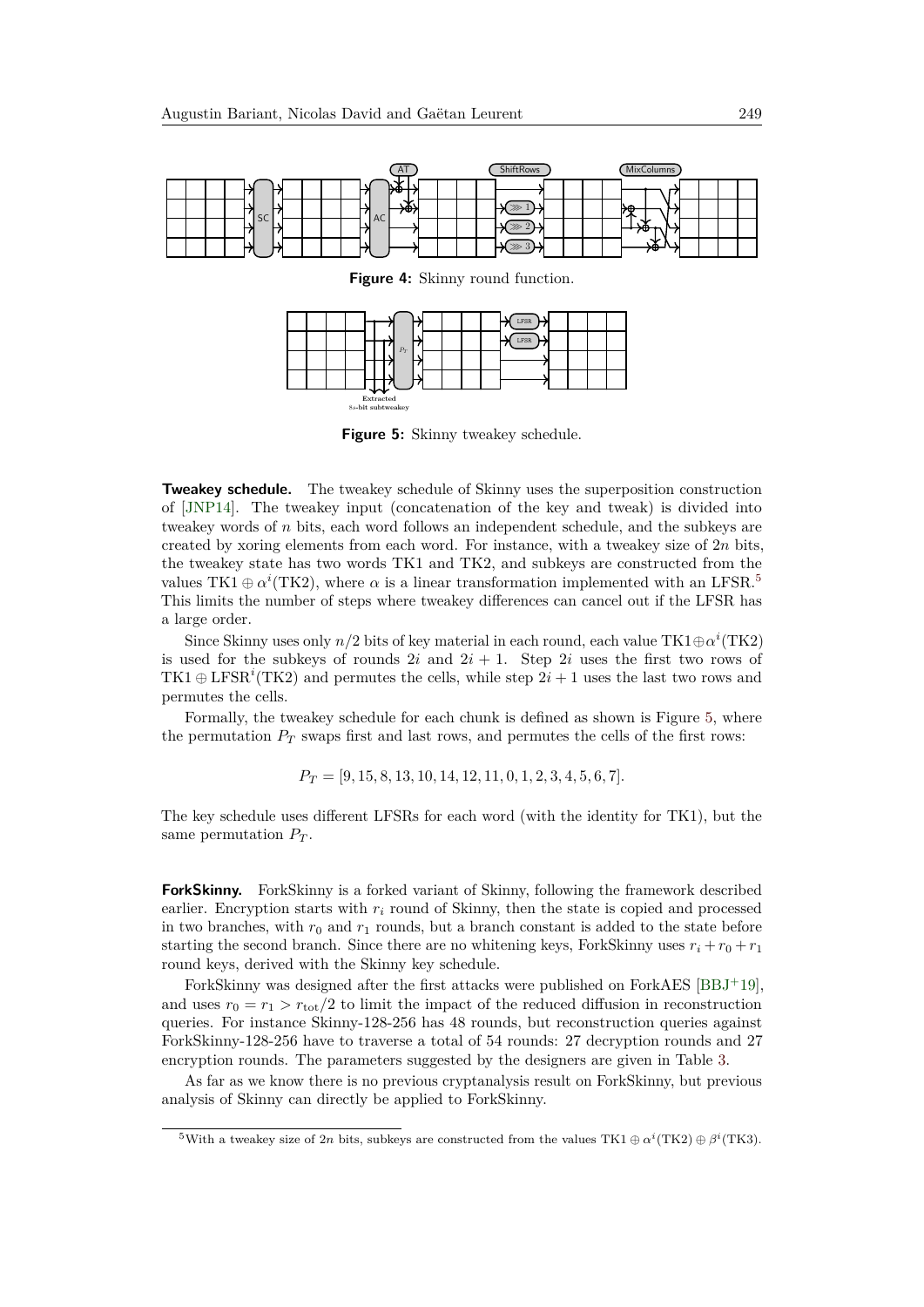**Figure 4:** Skinny round function.

**Figure 5:** Skinny tweakey schedule.

**Tweakey schedule.** The tweakey schedule of Skinny uses the superposition construction of [JNP14]. The tweakey input (concatenation of the key and tweak) is divided into tweakey words of $n$ bits, each word follows an independent schedule, and the subkeys are created by xoring elements from each word. For instance, with a tweakey size of $2n$ bits, the tweakey state has two words TK1 and TK2, and subkeys are constructed from the values $\text{TK1} \oplus \alpha^i(\text{TK2})$, where $\alpha$ is a linear transformation implemented with an LFSR.[5] This limits the number of steps where tweakey differences can cancel out if the LFSR has a large order.

Since Skinny uses only $n/2$ bits of key material in each round, each value $\text{TK1} \oplus \alpha^i(\text{TK2})$ is used for the subkeys of rounds $2i$ and $2i+1$. Step $2i$ uses the first two rows of $\text{TK1} \oplus \text{LFSR}^i(\text{TK2})$ and permutes the cells, while step $2i+1$ uses the last two rows and permutes the cells.

Formally, the tweakey schedule for each chunk is defined as shown is Figure 5, where the permutation $P_T$ swaps first and last rows, and permutes the cells of the first rows:

$$P_T = [9, 15, 8, 13, 10, 14, 12, 11, 0, 1, 2, 3, 4, 5, 6, 7].$$

The key schedule uses different LFSRs for each word (with the identity for TK1), but the same permutation $P_T$.

**ForkSkinny.** ForkSkinny is a forked variant of Skinny, following the framework described earlier. Encryption starts with $r_i$ round of Skinny, then the state is copied and processed in two branches, with $r_0$ and $r_1$ rounds, but a branch constant is added to the state before starting the second branch. Since there are no whitening keys, ForkSkinny uses $r_i + r_0 + r_1$ round keys, derived with the Skinny key schedule.

ForkSkinny was designed after the first attacks were published on ForkAES [BBJ+19], and uses $r_0 = r_1 > r_{\text{tot}}/2$ to limit the impact of the reduced diffusion in reconstruction queries. For instance Skinny-128-256 has 48 rounds, but reconstruction queries against ForkSkinny-128-256 have to traverse a total of 54 rounds: 27 decryption rounds and 27 encryption rounds. The parameters suggested by the designers are given in Table 3.

As far as we know there is no previous cryptanalysis result on ForkSkinny, but previous analysis of Skinny can directly be applied to ForkSkinny.

[5] With a tweakey size of $2n$ bits, subkeys are constructed from the values $\text{TK1} \oplus \alpha^i(\text{TK2}) \oplus \beta^i(\text{TK3})$.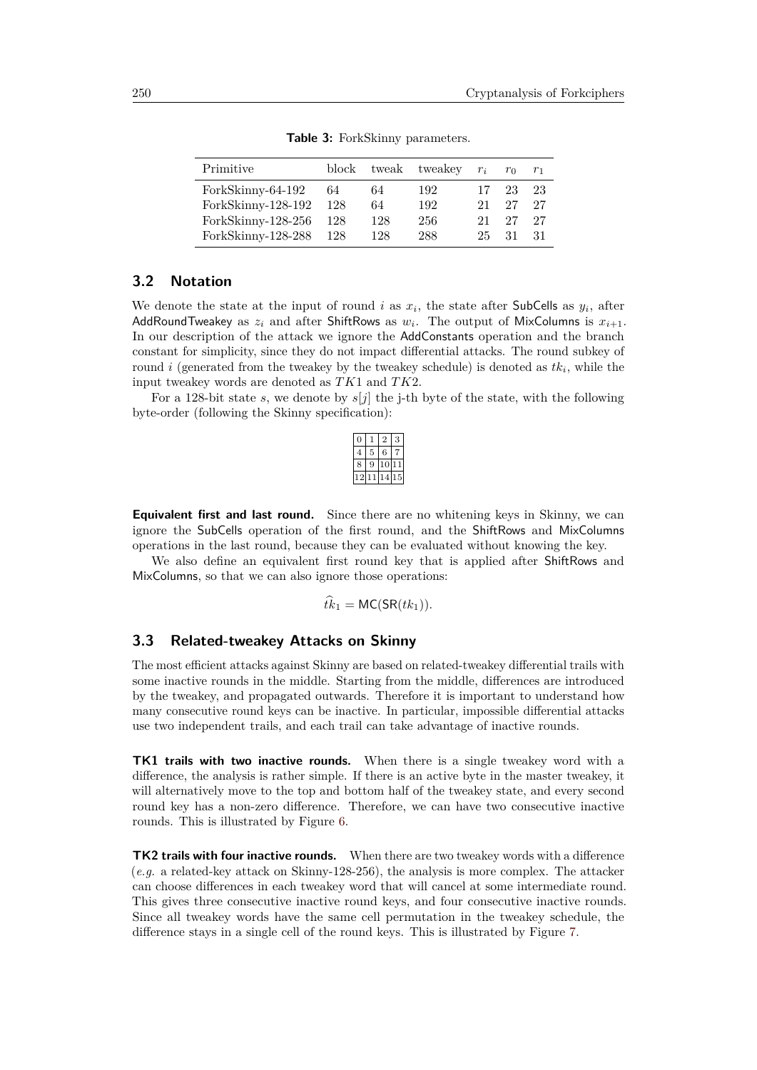**Table 3:** ForkSkinny parameters.

| Primitive | block | tweak | tweakey | $r_i$ | $r_0$ | $r_1$ |
|---|---|---|---|---|---|---|
| ForkSkinny-64-192 | 64 | 64 | 192 | 17 | 23 | 23 |
| ForkSkinny-128-192 | 128 | 64 | 192 | 21 | 27 | 27 |
| ForkSkinny-128-256 | 128 | 128 | 256 | 21 | 27 | 27 |
| ForkSkinny-128-288 | 128 | 128 | 288 | 25 | 31 | 31 |

## 3.2 Notation

We denote the state at the input of round $i$ as $x_i$, the state after SubCells as $y_i$, after AddRoundTweakey as $z_i$ and after ShiftRows as $w_i$. The output of MixColumns is $x_{i+1}$. In our description of the attack we ignore the AddConstants operation and the branch constant for simplicity, since they do not impact differential attacks. The round subkey of round $i$ (generated from the tweakey by the tweakey schedule) is denoted as $tk_i$, while the input tweakey words are denoted as $TK1$ and $TK2$.

For a 128-bit state $s$, we denote by $s[j]$ the j-th byte of the state, with the following byte-order (following the Skinny specification):

| | | | |
|---|---|---|---|
| 0 | 1 | 2 | 3 |
| 4 | 5 | 6 | 7 |
| 8 | 9 | 10 | 11 |
| 12 | 11 | 14 | 15 |

**Equivalent first and last round.** Since there are no whitening keys in Skinny, we can ignore the SubCells operation of the first round, and the ShiftRows and MixColumns operations in the last round, because they can be evaluated without knowing the key.

We also define an equivalent first round key that is applied after ShiftRows and MixColumns, so that we can also ignore those operations:

$$\widehat{tk}_1 = \mathsf{MC}(\mathsf{SR}(tk_1)).$$

## 3.3 Related-tweakey Attacks on Skinny

The most efficient attacks against Skinny are based on related-tweakey differential trails with some inactive rounds in the middle. Starting from the middle, differences are introduced by the tweakey, and propagated outwards. Therefore it is important to understand how many consecutive round keys can be inactive. In particular, impossible differential attacks use two independent trails, and each trail can take advantage of inactive rounds.

**TK1 trails with two inactive rounds.** When there is a single tweakey word with a difference, the analysis is rather simple. If there is an active byte in the master tweakey, it will alternatively move to the top and bottom half of the tweakey state, and every second round key has a non-zero difference. Therefore, we can have two consecutive inactive rounds. This is illustrated by Figure 6.

**TK2 trails with four inactive rounds.** When there are two tweakey words with a difference (*e.g.* a related-key attack on Skinny-128-256), the analysis is more complex. The attacker can choose differences in each tweakey word that will cancel at some intermediate round. This gives three consecutive inactive round keys, and four consecutive inactive rounds. Since all tweakey words have the same cell permutation in the tweakey schedule, the difference stays in a single cell of the round keys. This is illustrated by Figure 7.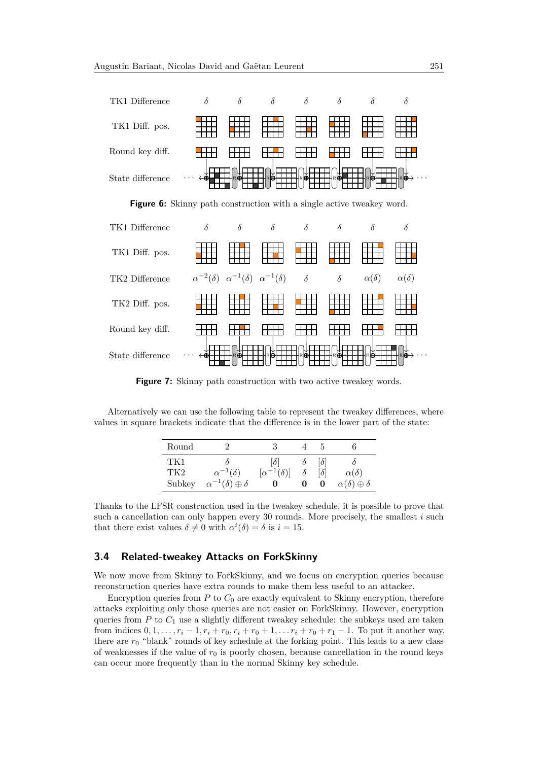**Figure 6:** Skinny path construction with a single active tweakey word.

**Figure 7:** Skinny path construction with two active tweakey words.

Alternatively we can use the following table to represent the tweakey differences, where values in square brackets indicate that the difference is in the lower part of the state:

| Round | 2 | 3 | 4 | 5 | 6 |
|---|---|---|---|---|---|
| TK1 | $\delta$ | $[\delta]$ | $\delta$ | $[\delta]$ | $\delta$ |
| TK2 | $\alpha^{-1}(\delta)$ | $[\alpha^{-1}(\delta)]$ | $\delta$ | $[\delta]$ | $\alpha(\delta)$ |
| Subkey | $\alpha^{-1}(\delta) \oplus \delta$ | $\mathbf{0}$ | $\mathbf{0}$ | $\mathbf{0}$ | $\alpha(\delta) \oplus \delta$ |

Thanks to the LFSR construction used in the tweakey schedule, it is possible to prove that such a cancellation can only happen every 30 rounds. More precisely, the smallest $i$ such that there exist values $\delta \neq 0$ with $\alpha^i(\delta) = \delta$ is $i = 15$.

### 3.4 Related-tweakey Attacks on ForkSkinny

We now move from Skinny to ForkSkinny, and we focus on encryption queries because reconstruction queries have extra rounds to make them less useful to an attacker.

Encryption queries from $P$ to $C_0$ are exactly equivalent to Skinny encryption, therefore attacks exploiting only those queries are not easier on ForkSkinny. However, encryption queries from $P$ to $C_1$ use a slightly different tweakey schedule: the subkeys used are taken from indices $0, 1, \ldots, r_i - 1, r_i + r_0, r_i + r_0 + 1, \ldots r_i + r_0 + r_1 - 1$. To put it another way, there are $r_0$ "blank" rounds of key schedule at the forking point. This leads to a new class of weaknesses if the value of $r_0$ is poorly chosen, because cancellation in the round keys can occur more frequently than in the normal Skinny key schedule.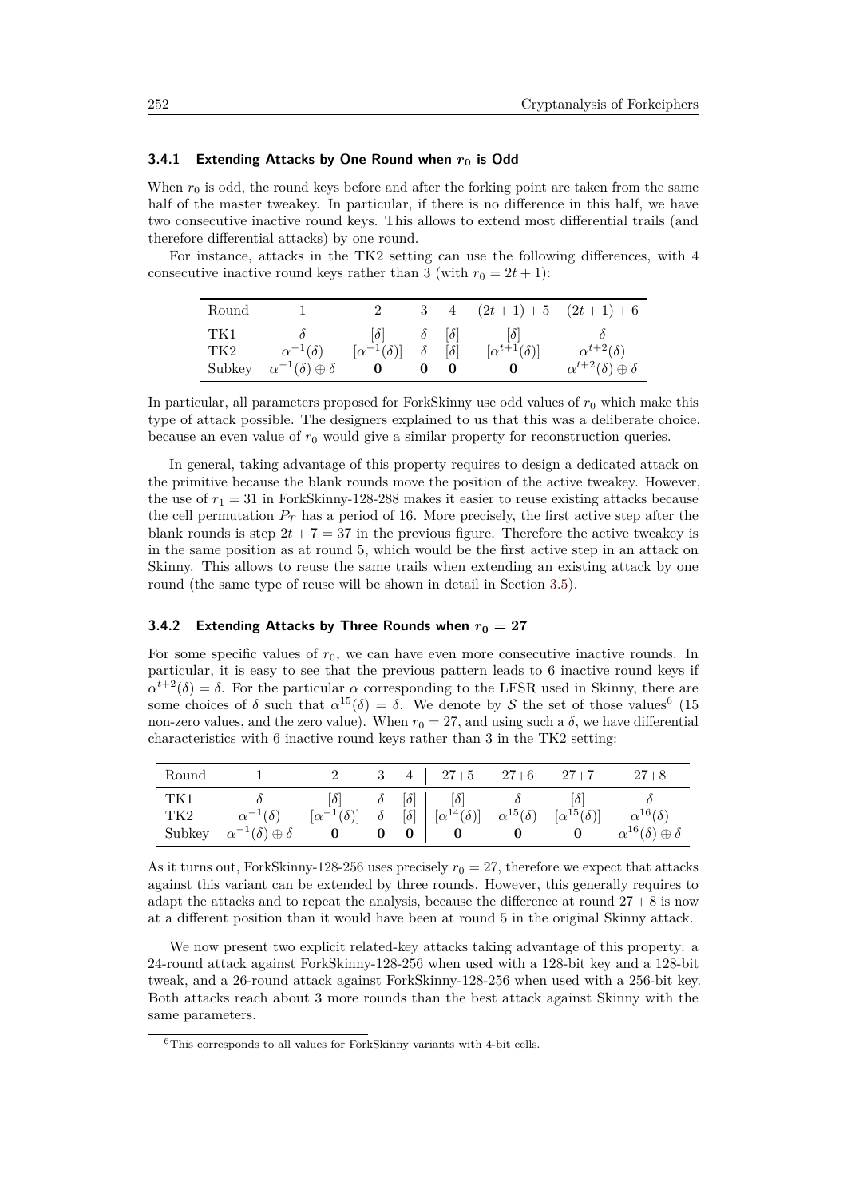### 3.4.1 Extending Attacks by One Round when $r_0$ is Odd

When $r_0$ is odd, the round keys before and after the forking point are taken from the same half of the master tweakey. In particular, if there is no difference in this half, we have two consecutive inactive round keys. This allows to extend most differential trails (and therefore differential attacks) by one round.

For instance, attacks in the TK2 setting can use the following differences, with 4 consecutive inactive round keys rather than 3 (with $r_0 = 2t + 1$):

| Round | 1 | 2 | 3 | 4 | $(2t+1)+5$ | $(2t+1)+6$ |
|---|---|---|---|---|---|---|
| TK1 | $\delta$ | $[\delta]$ | $\delta$ | $[\delta]$ | $[\delta]$ | $\delta$ |
| TK2 | $\alpha^{-1}(\delta)$ | $[\alpha^{-1}(\delta)]$ | $\delta$ | $[\delta]$ | $[\alpha^{t+1}(\delta)]$ | $\alpha^{t+2}(\delta)$ |
| Subkey | $\alpha^{-1}(\delta) \oplus \delta$ | $\mathbf{0}$ | $\mathbf{0}$ | $\mathbf{0}$ | $\mathbf{0}$ | $\alpha^{t+2}(\delta) \oplus \delta$ |

In particular, all parameters proposed for ForkSkinny use odd values of $r_0$ which make this type of attack possible. The designers explained to us that this was a deliberate choice, because an even value of $r_0$ would give a similar property for reconstruction queries.

In general, taking advantage of this property requires to design a dedicated attack on the primitive because the blank rounds move the position of the active tweakey. However, the use of $r_1 = 31$ in ForkSkinny-128-288 makes it easier to reuse existing attacks because the cell permutation $P_T$ has a period of 16. More precisely, the first active step after the blank rounds is step $2t + 7 = 37$ in the previous figure. Therefore the active tweakey is in the same position as at round 5, which would be the first active step in an attack on Skinny. This allows to reuse the same trails when extending an existing attack by one round (the same type of reuse will be shown in detail in Section 3.5).

### 3.4.2 Extending Attacks by Three Rounds when $r_0 = 27$

For some specific values of $r_0$, we can have even more consecutive inactive rounds. In particular, it is easy to see that the previous pattern leads to 6 inactive round keys if $\alpha^{t+2}(\delta) = \delta$. For the particular $\alpha$ corresponding to the LFSR used in Skinny, there are some choices of $\delta$ such that $\alpha^{15}(\delta) = \delta$. We denote by $\mathcal{S}$ the set of those values[6] (15 non-zero values, and the zero value). When $r_0 = 27$, and using such a $\delta$, we have differential characteristics with 6 inactive round keys rather than 3 in the TK2 setting:

| Round | 1 | 2 | 3 | 4 | 27+5 | 27+6 | 27+7 | 27+8 |
|---|---|---|---|---|---|---|---|---|
| TK1 | $\delta$ | $[\delta]$ | $\delta$ | $[\delta]$ | $[\delta]$ | $\delta$ | $[\delta]$ | $\delta$ |
| TK2 | $\alpha^{-1}(\delta)$ | $[\alpha^{-1}(\delta)]$ | $\delta$ | $[\delta]$ | $[\alpha^{14}(\delta)]$ | $\alpha^{15}(\delta)$ | $[\alpha^{15}(\delta)]$ | $\alpha^{16}(\delta)$ |
| Subkey | $\alpha^{-1}(\delta) \oplus \delta$ | $\mathbf{0}$ | $\mathbf{0}$ | $\mathbf{0}$ | $\mathbf{0}$ | $\mathbf{0}$ | $\mathbf{0}$ | $\alpha^{16}(\delta) \oplus \delta$ |

As it turns out, ForkSkinny-128-256 uses precisely $r_0 = 27$, therefore we expect that attacks against this variant can be extended by three rounds. However, this generally requires to adapt the attacks and to repeat the analysis, because the difference at round $27 + 8$ is now at a different position than it would have been at round 5 in the original Skinny attack.

We now present two explicit related-key attacks taking advantage of this property: a 24-round attack against ForkSkinny-128-256 when used with a 128-bit key and a 128-bit tweak, and a 26-round attack against ForkSkinny-128-256 when used with a 256-bit key. Both attacks reach about 3 more rounds than the best attack against Skinny with the same parameters.

[6] This corresponds to all values for ForkSkinny variants with 4-bit cells.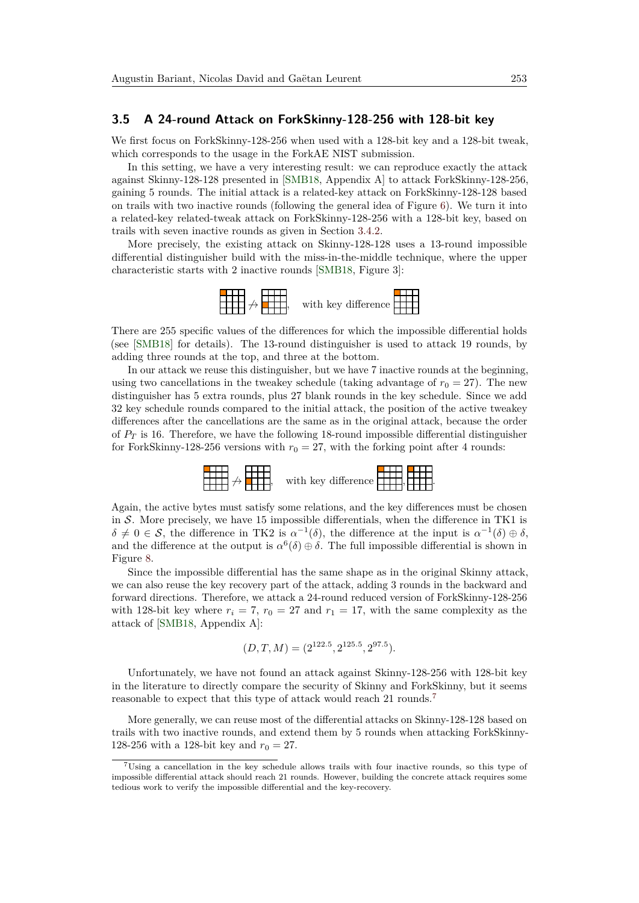### 3.5 A 24-round Attack on ForkSkinny-128-256 with 128-bit key

We first focus on ForkSkinny-128-256 when used with a 128-bit key and a 128-bit tweak, which corresponds to the usage in the ForkAE NIST submission.

In this setting, we have a very interesting result: we can reproduce exactly the attack against Skinny-128-128 presented in [SMB18, Appendix A] to attack ForkSkinny-128-256, gaining 5 rounds. The initial attack is a related-key attack on ForkSkinny-128-128 based on trails with two inactive rounds (following the general idea of Figure 6). We turn it into a related-key related-tweak attack on ForkSkinny-128-256 with a 128-bit key, based on trails with seven inactive rounds as given in Section 3.4.2.

More precisely, the existing attack on Skinny-128-128 uses a 13-round impossible differential distinguisher build with the miss-in-the-middle technique, where the upper characteristic starts with 2 inactive rounds [SMB18, Figure 3]:

$$\not\to \quad \text{with key difference}$$

There are 255 specific values of the differences for which the impossible differential holds (see [SMB18] for details). The 13-round distinguisher is used to attack 19 rounds, by adding three rounds at the top, and three at the bottom.

In our attack we reuse this distinguisher, but we have 7 inactive rounds at the beginning, using two cancellations in the tweakey schedule (taking advantage of $r_0 = 27$). The new distinguisher has 5 extra rounds, plus 27 blank rounds in the key schedule. Since we add 32 key schedule rounds compared to the initial attack, the position of the active tweakey differences after the cancellations are the same as in the original attack, because the order of $P_T$ is 16. Therefore, we have the following 18-round impossible differential distinguisher for ForkSkinny-128-256 versions with $r_0 = 27$, with the forking point after 4 rounds:

$$\not\to \quad \text{with key difference}$$

Again, the active bytes must satisfy some relations, and the key differences must be chosen in $\mathcal{S}$. More precisely, we have 15 impossible differentials, when the difference in TK1 is $\delta \neq 0 \in \mathcal{S}$, the difference in TK2 is $\alpha^{-1}(\delta)$, the difference at the input is $\alpha^{-1}(\delta) \oplus \delta$, and the difference at the output is $\alpha^{6}(\delta) \oplus \delta$. The full impossible differential is shown in Figure 8.

Since the impossible differential has the same shape as in the original Skinny attack, we can also reuse the key recovery part of the attack, adding 3 rounds in the backward and forward directions. Therefore, we attack a 24-round reduced version of ForkSkinny-128-256 with 128-bit key where $r_i = 7$, $r_0 = 27$ and $r_1 = 17$, with the same complexity as the attack of [SMB18, Appendix A]:

$$(D, T, M) = (2^{122.5}, 2^{125.5}, 2^{97.5}).$$

Unfortunately, we have not found an attack against Skinny-128-256 with 128-bit key in the literature to directly compare the security of Skinny and ForkSkinny, but it seems reasonable to expect that this type of attack would reach 21 rounds.[7]

More generally, we can reuse most of the differential attacks on Skinny-128-128 based on trails with two inactive rounds, and extend them by 5 rounds when attacking ForkSkinny-128-256 with a 128-bit key and $r_0 = 27$.

[7] Using a cancellation in the key schedule allows trails with four inactive rounds, so this type of impossible differential attack should reach 21 rounds. However, building the concrete attack requires some tedious work to verify the impossible differential and the key-recovery.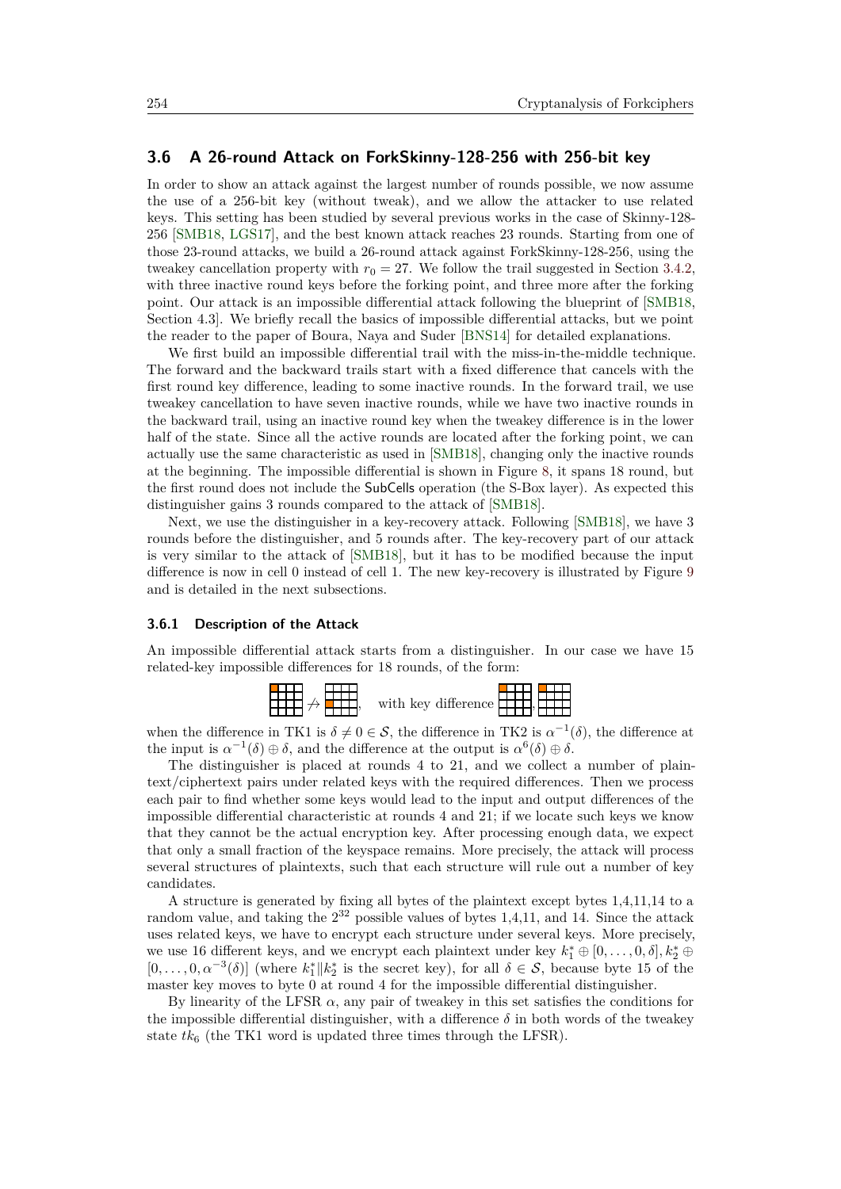## 3.6 A 26-round Attack on ForkSkinny-128-256 with 256-bit key

In order to show an attack against the largest number of rounds possible, we now assume the use of a 256-bit key (without tweak), and we allow the attacker to use related keys. This setting has been studied by several previous works in the case of Skinny-128-256 [SMB18, LGS17], and the best known attack reaches 23 rounds. Starting from one of those 23-round attacks, we build a 26-round attack against ForkSkinny-128-256, using the tweakey cancellation property with $r_0 = 27$. We follow the trail suggested in Section 3.4.2, with three inactive round keys before the forking point, and three more after the forking point. Our attack is an impossible differential attack following the blueprint of [SMB18, Section 4.3]. We briefly recall the basics of impossible differential attacks, but we point the reader to the paper of Boura, Naya and Suder [BNS14] for detailed explanations.

We first build an impossible differential trail with the miss-in-the-middle technique. The forward and the backward trails start with a fixed difference that cancels with the first round key difference, leading to some inactive rounds. In the forward trail, we use tweakey cancellation to have seven inactive rounds, while we have two inactive rounds in the backward trail, using an inactive round key when the tweakey difference is in the lower half of the state. Since all the active rounds are located after the forking point, we can actually use the same characteristic as used in [SMB18], changing only the inactive rounds at the beginning. The impossible differential is shown in Figure 8, it spans 18 round, but the first round does not include the SubCells operation (the S-Box layer). As expected this distinguisher gains 3 rounds compared to the attack of [SMB18].

Next, we use the distinguisher in a key-recovery attack. Following [SMB18], we have 3 rounds before the distinguisher, and 5 rounds after. The key-recovery part of our attack is very similar to the attack of [SMB18], but it has to be modified because the input difference is now in cell 0 instead of cell 1. The new key-recovery is illustrated by Figure 9 and is detailed in the next subsections.

### 3.6.1 Description of the Attack

An impossible differential attack starts from a distinguisher. In our case we have 15 related-key impossible differences for 18 rounds, of the form:

[state with cell 0 active] $\not\to$ [state with cell 8 active], with key difference [cell 0 active], [cell 0 active]

when the difference in TK1 is $\delta \neq 0 \in \mathcal{S}$, the difference in TK2 is $\alpha^{-1}(\delta)$, the difference at the input is $\alpha^{-1}(\delta) \oplus \delta$, and the difference at the output is $\alpha^{6}(\delta) \oplus \delta$.

The distinguisher is placed at rounds 4 to 21, and we collect a number of plaintext/ciphertext pairs under related keys with the required differences. Then we process each pair to find whether some keys would lead to the input and output differences of the impossible differential characteristic at rounds 4 and 21; if we locate such keys we know that they cannot be the actual encryption key. After processing enough data, we expect that only a small fraction of the keyspace remains. More precisely, the attack will process several structures of plaintexts, such that each structure will rule out a number of key candidates.

A structure is generated by fixing all bytes of the plaintext except bytes 1,4,11,14 to a random value, and taking the $2^{32}$ possible values of bytes 1,4,11, and 14. Since the attack uses related keys, we have to encrypt each structure under several keys. More precisely, we use 16 different keys, and we encrypt each plaintext under key $k_1^* \oplus [0, \ldots, 0, \delta], k_2^* \oplus [0, \ldots, 0, \alpha^{-3}(\delta)]$ (where $k_1^* \| k_2^*$ is the secret key), for all $\delta \in \mathcal{S}$, because byte 15 of the master key moves to byte 0 at round 4 for the impossible differential distinguisher.

By linearity of the LFSR $\alpha$, any pair of tweakey in this set satisfies the conditions for the impossible differential distinguisher, with a difference $\delta$ in both words of the tweakey state $tk_6$ (the TK1 word is updated three times through the LFSR).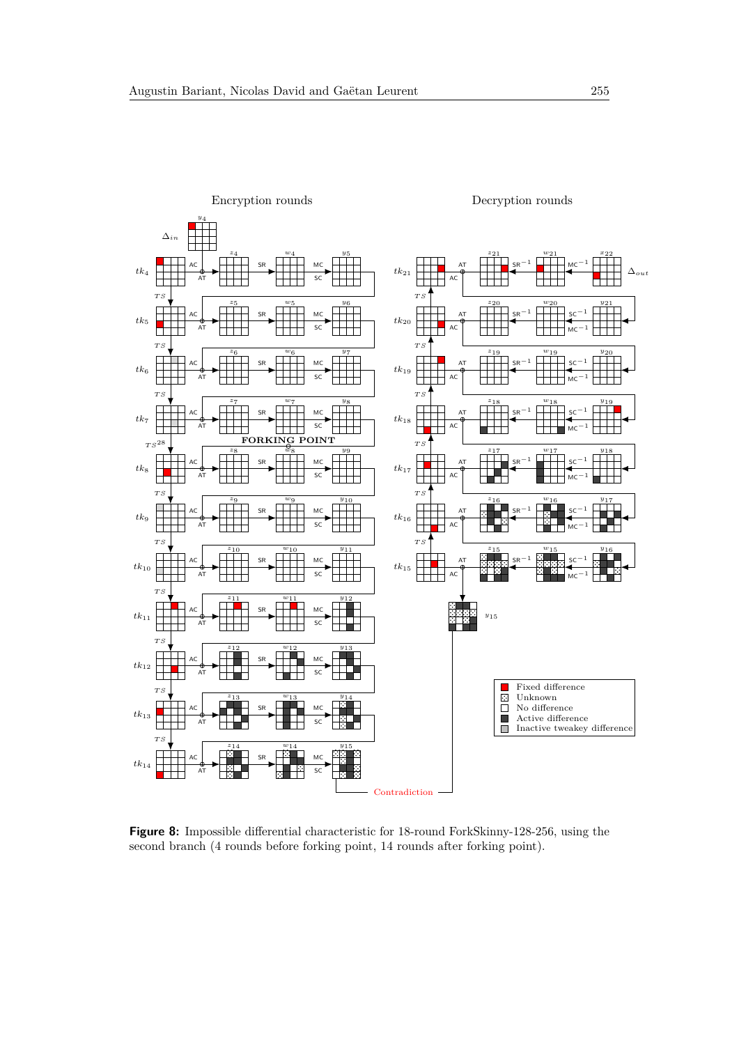**Figure 8:** Impossible differential characteristic for 18-round ForkSkinny-128-256, using the second branch (4 rounds before forking point, 14 rounds after forking point).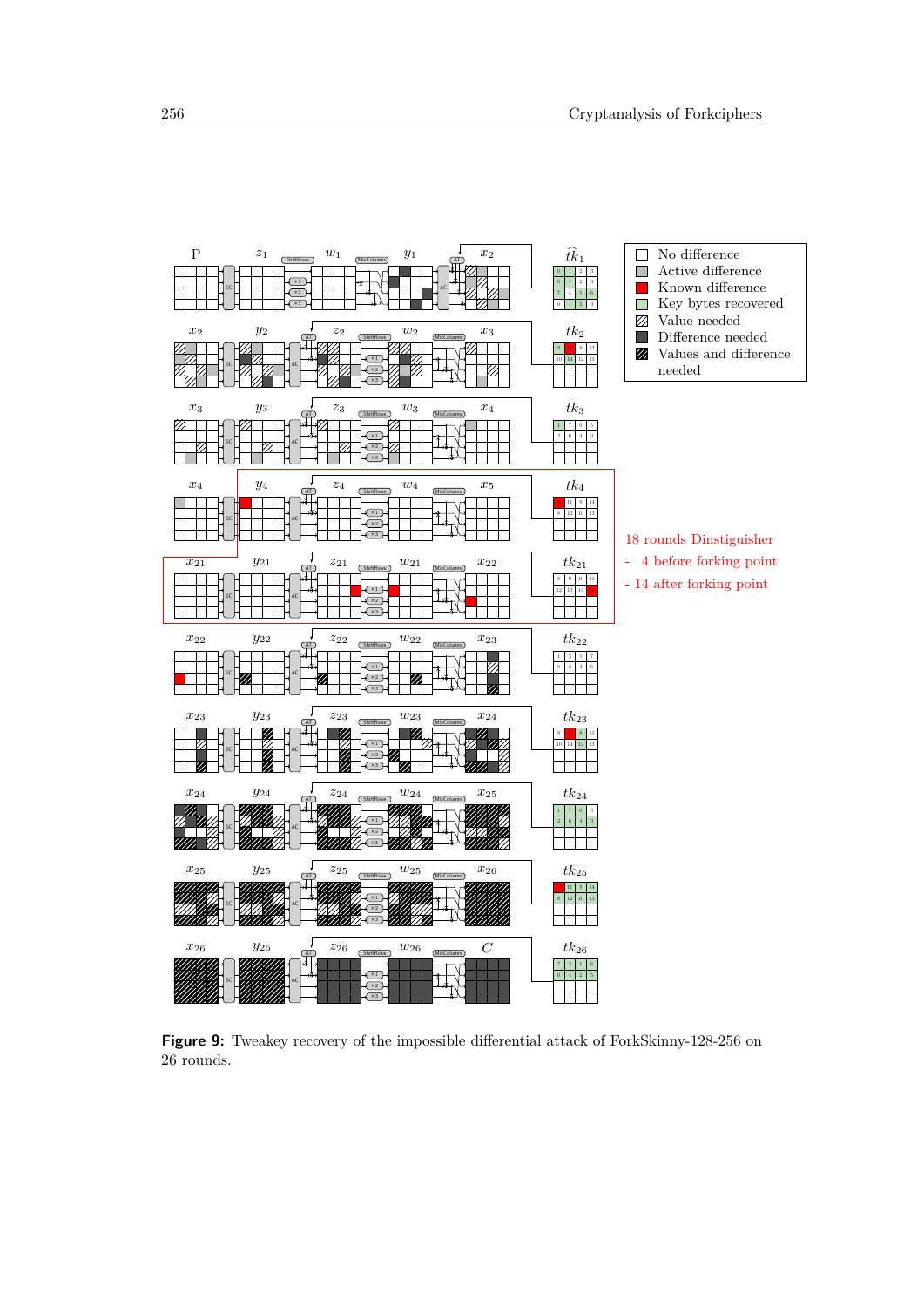**Figure 9:** Tweakey recovery of the impossible differential attack of ForkSkinny-128-256 on 26 rounds.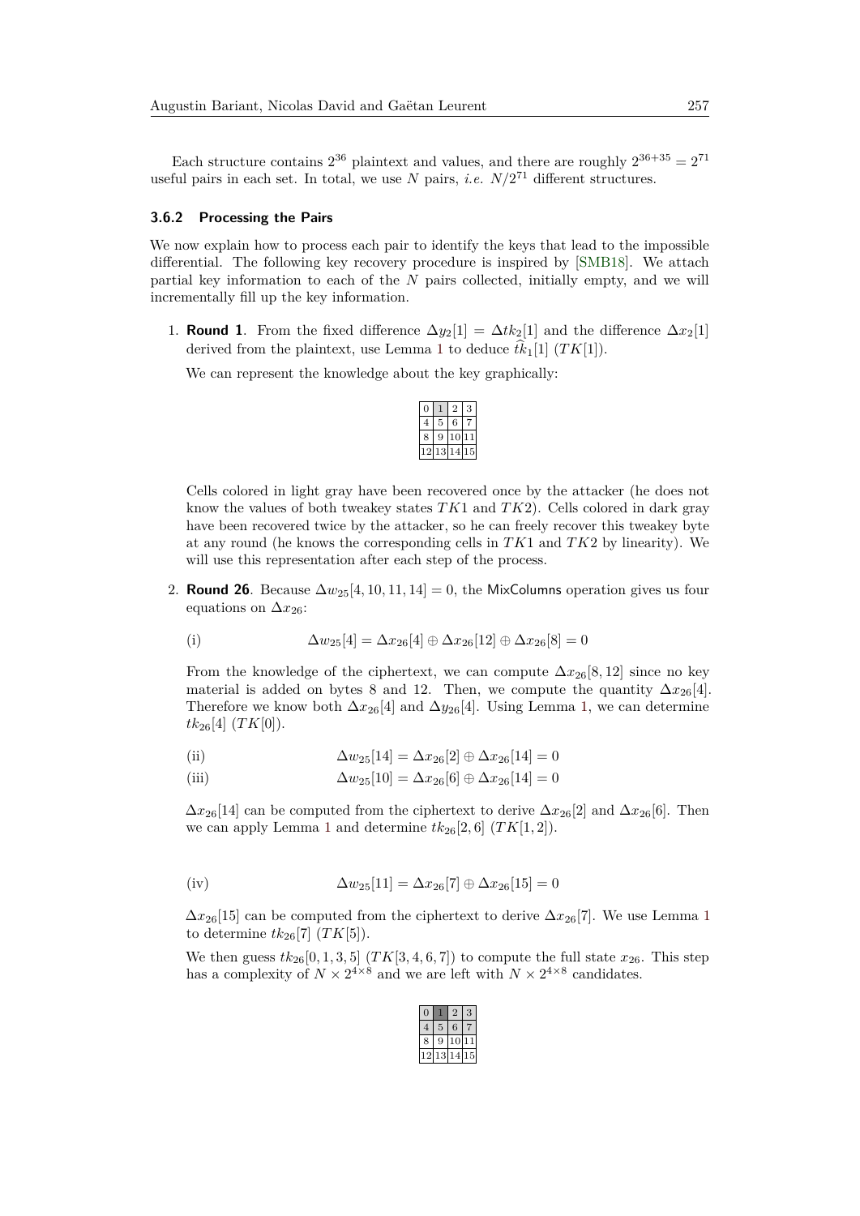Each structure contains $2^{36}$ plaintext and values, and there are roughly $2^{36+35} = 2^{71}$ useful pairs in each set. In total, we use $N$ pairs, *i.e.* $N/2^{71}$ different structures.

### 3.6.2 Processing the Pairs

We now explain how to process each pair to identify the keys that lead to the impossible differential. The following key recovery procedure is inspired by [SMB18]. We attach partial key information to each of the $N$ pairs collected, initially empty, and we will incrementally fill up the key information.

1. **Round 1**. From the fixed difference $\Delta y_2[1] = \Delta tk_2[1]$ and the difference $\Delta x_2[1]$ derived from the plaintext, use Lemma 1 to deduce $\widehat{tk}_1[1]$ $(TK[1])$.

   We can represent the knowledge about the key graphically:

   | | | | |
   |---|---|---|---|
   | 0 | 1 | 2 | 3 |
   | 4 | 5 | 6 | 7 |
   | 8 | 9 | 10 | 11 |
   | 12 | 13 | 14 | 15 |

   Cells colored in light gray have been recovered once by the attacker (he does not know the values of both tweakey states $TK1$ and $TK2$). Cells colored in dark gray have been recovered twice by the attacker, so he can freely recover this tweakey byte at any round (he knows the corresponding cells in $TK1$ and $TK2$ by linearity). We will use this representation after each step of the process.

2. **Round 26**. Because $\Delta w_{25}[4, 10, 11, 14] = 0$, the MixColumns operation gives us four equations on $\Delta x_{26}$:

   $$\text{(i)} \qquad \Delta w_{25}[4] = \Delta x_{26}[4] \oplus \Delta x_{26}[12] \oplus \Delta x_{26}[8] = 0$$

   From the knowledge of the ciphertext, we can compute $\Delta x_{26}[8, 12]$ since no key material is added on bytes 8 and 12. Then, we compute the quantity $\Delta x_{26}[4]$. Therefore we know both $\Delta x_{26}[4]$ and $\Delta y_{26}[4]$. Using Lemma 1, we can determine $tk_{26}[4]$ $(TK[0])$.

   $$\text{(ii)} \qquad \Delta w_{25}[14] = \Delta x_{26}[2] \oplus \Delta x_{26}[14] = 0$$
   $$\text{(iii)} \qquad \Delta w_{25}[10] = \Delta x_{26}[6] \oplus \Delta x_{26}[14] = 0$$

   $\Delta x_{26}[14]$ can be computed from the ciphertext to derive $\Delta x_{26}[2]$ and $\Delta x_{26}[6]$. Then we can apply Lemma 1 and determine $tk_{26}[2, 6]$ $(TK[1, 2])$.

   $$\text{(iv)} \qquad \Delta w_{25}[11] = \Delta x_{26}[7] \oplus \Delta x_{26}[15] = 0$$

   $\Delta x_{26}[15]$ can be computed from the ciphertext to derive $\Delta x_{26}[7]$. We use Lemma 1 to determine $tk_{26}[7]$ $(TK[5])$.

   We then guess $tk_{26}[0, 1, 3, 5]$ $(TK[3, 4, 6, 7])$ to compute the full state $x_{26}$. This step has a complexity of $N \times 2^{4\times 8}$ and we are left with $N \times 2^{4\times 8}$ candidates.

   | | | | |
   |---|---|---|---|
   | 0 | 1 | 2 | 3 |
   | 4 | 5 | 6 | 7 |
   | 8 | 9 | 10 | 11 |
   | 12 | 13 | 14 | 15 |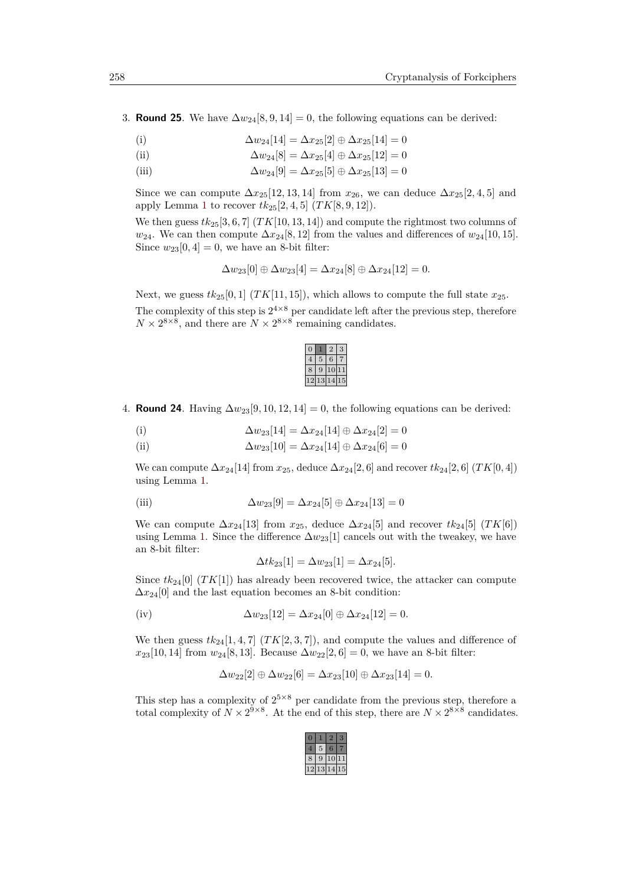3. **Round 25**. We have $\Delta w_{24}[8, 9, 14] = 0$, the following equations can be derived:

   (i) $$\Delta w_{24}[14] = \Delta x_{25}[2] \oplus \Delta x_{25}[14] = 0$$

   (ii) $$\Delta w_{24}[8] = \Delta x_{25}[4] \oplus \Delta x_{25}[12] = 0$$

   (iii) $$\Delta w_{24}[9] = \Delta x_{25}[5] \oplus \Delta x_{25}[13] = 0$$

   Since we can compute $\Delta x_{25}[12, 13, 14]$ from $x_{26}$, we can deduce $\Delta x_{25}[2, 4, 5]$ and apply Lemma 1 to recover $tk_{25}[2, 4, 5]$ ($TK[8, 9, 12]$).

   We then guess $tk_{25}[3, 6, 7]$ ($TK[10, 13, 14]$) and compute the rightmost two columns of $w_{24}$. We can then compute $\Delta x_{24}[8, 12]$ from the values and differences of $w_{24}[10, 15]$. Since $w_{23}[0, 4] = 0$, we have an 8-bit filter:

   $$\Delta w_{23}[0] \oplus \Delta w_{23}[4] = \Delta x_{24}[8] \oplus \Delta x_{24}[12] = 0.$$

   Next, we guess $tk_{25}[0, 1]$ ($TK[11, 15]$), which allows to compute the full state $x_{25}$.

   The complexity of this step is $2^{4\times 8}$ per candidate left after the previous step, therefore $N \times 2^{8\times 8}$, and there are $N \times 2^{8\times 8}$ remaining candidates.

| 0 | 1 | 2 | 3 |
|---|---|---|---|
| 4 | 5 | 6 | 7 |
| 8 | 9 | 10 | 11 |
| 12 | 13 | 14 | 15 |

4. **Round 24**. Having $\Delta w_{23}[9, 10, 12, 14] = 0$, the following equations can be derived:

   (i) $$\Delta w_{23}[14] = \Delta x_{24}[14] \oplus \Delta x_{24}[2] = 0$$

   (ii) $$\Delta w_{23}[10] = \Delta x_{24}[14] \oplus \Delta x_{24}[6] = 0$$

   We can compute $\Delta x_{24}[14]$ from $x_{25}$, deduce $\Delta x_{24}[2, 6]$ and recover $tk_{24}[2, 6]$ ($TK[0, 4]$) using Lemma 1.

   (iii) $$\Delta w_{23}[9] = \Delta x_{24}[5] \oplus \Delta x_{24}[13] = 0$$

   We can compute $\Delta x_{24}[13]$ from $x_{25}$, deduce $\Delta x_{24}[5]$ and recover $tk_{24}[5]$ ($TK[6]$) using Lemma 1. Since the difference $\Delta w_{23}[1]$ cancels out with the tweakey, we have an 8-bit filter:

   $$\Delta tk_{23}[1] = \Delta w_{23}[1] = \Delta x_{24}[5].$$

   Since $tk_{24}[0]$ ($TK[1]$) has already been recovered twice, the attacker can compute $\Delta x_{24}[0]$ and the last equation becomes an 8-bit condition:

   (iv) $$\Delta w_{23}[12] = \Delta x_{24}[0] \oplus \Delta x_{24}[12] = 0.$$

   We then guess $tk_{24}[1, 4, 7]$ ($TK[2, 3, 7]$), and compute the values and difference of $x_{23}[10, 14]$ from $w_{24}[8, 13]$. Because $\Delta w_{22}[2, 6] = 0$, we have an 8-bit filter:

   $$\Delta w_{22}[2] \oplus \Delta w_{22}[6] = \Delta x_{23}[10] \oplus \Delta x_{23}[14] = 0.$$

   This step has a complexity of $2^{5\times 8}$ per candidate from the previous step, therefore a total complexity of $N \times 2^{9\times 8}$. At the end of this step, there are $N \times 2^{8\times 8}$ candidates.

| 0 | 1 | 2 | 3 |
|---|---|---|---|
| 4 | 5 | 6 | 7 |
| 8 | 9 | 10 | 11 |
| 12 | 13 | 14 | 15 |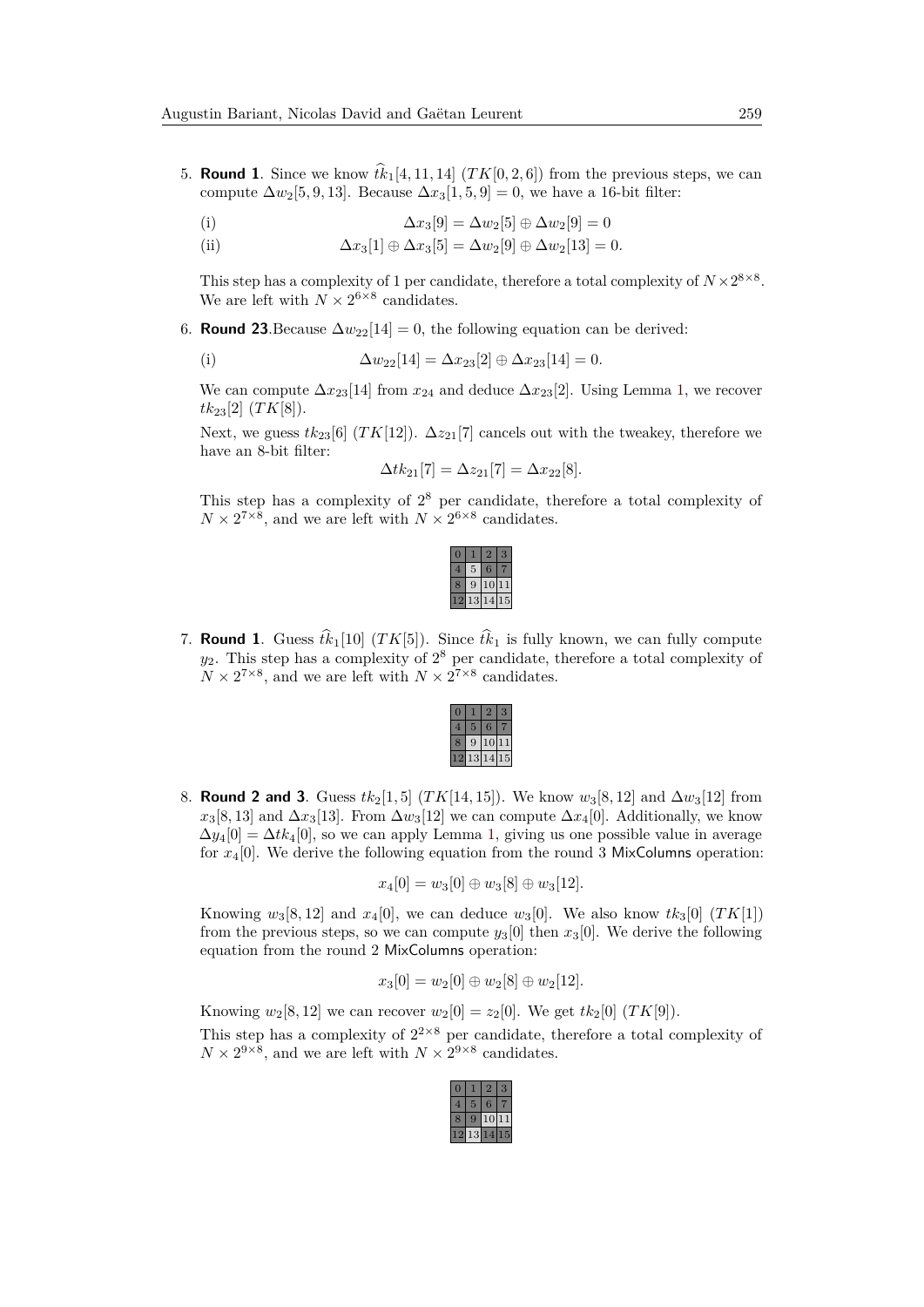5. **Round 1**. Since we know $\widehat{tk}_1[4,11,14]$ $(TK[0,2,6])$ from the previous steps, we can compute $\Delta w_2[5,9,13]$. Because $\Delta x_3[1,5,9] = 0$, we have a 16-bit filter:

   (i) $$\Delta x_3[9] = \Delta w_2[5] \oplus \Delta w_2[9] = 0$$

   (ii) $$\Delta x_3[1] \oplus \Delta x_3[5] = \Delta w_2[9] \oplus \Delta w_2[13] = 0.$$

   This step has a complexity of 1 per candidate, therefore a total complexity of $N \times 2^{8\times 8}$. We are left with $N \times 2^{6\times 8}$ candidates.

6. **Round 23**.Because $\Delta w_{22}[14] = 0$, the following equation can be derived:

   (i) $$\Delta w_{22}[14] = \Delta x_{23}[2] \oplus \Delta x_{23}[14] = 0.$$

   We can compute $\Delta x_{23}[14]$ from $x_{24}$ and deduce $\Delta x_{23}[2]$. Using Lemma 1, we recover $tk_{23}[2]$ $(TK[8])$.

   Next, we guess $tk_{23}[6]$ $(TK[12])$. $\Delta z_{21}[7]$ cancels out with the tweakey, therefore we have an 8-bit filter:

   $$\Delta tk_{21}[7] = \Delta z_{21}[7] = \Delta x_{22}[8].$$

   This step has a complexity of $2^8$ per candidate, therefore a total complexity of $N \times 2^{7\times 8}$, and we are left with $N \times 2^{6\times 8}$ candidates.

   | 0 | 1 | 2 | 3 |
   |---|---|---|---|
   | 4 | 5 | 6 | 7 |
   | 8 | 9 | 10 | 11 |
   | 12 | 13 | 14 | 15 |

7. **Round 1**. Guess $\widehat{tk}_1[10]$ $(TK[5])$. Since $\widehat{tk}_1$ is fully known, we can fully compute $y_2$. This step has a complexity of $2^8$ per candidate, therefore a total complexity of $N \times 2^{7\times 8}$, and we are left with $N \times 2^{7\times 8}$ candidates.

   | 0 | 1 | 2 | 3 |
   |---|---|---|---|
   | 4 | 5 | 6 | 7 |
   | 8 | 9 | 10 | 11 |
   | 12 | 13 | 14 | 15 |

8. **Round 2 and 3**. Guess $tk_2[1,5]$ $(TK[14,15])$. We know $w_3[8,12]$ and $\Delta w_3[12]$ from $x_3[8,13]$ and $\Delta x_3[13]$. From $\Delta w_3[12]$ we can compute $\Delta x_4[0]$. Additionally, we know $\Delta y_4[0] = \Delta tk_4[0]$, so we can apply Lemma 1, giving us one possible value in average for $x_4[0]$. We derive the following equation from the round 3 MixColumns operation:

   $$x_4[0] = w_3[0] \oplus w_3[8] \oplus w_3[12].$$

   Knowing $w_3[8,12]$ and $x_4[0]$, we can deduce $w_3[0]$. We also know $tk_3[0]$ $(TK[1])$ from the previous steps, so we can compute $y_3[0]$ then $x_3[0]$. We derive the following equation from the round 2 MixColumns operation:

   $$x_3[0] = w_2[0] \oplus w_2[8] \oplus w_2[12].$$

   Knowing $w_2[8,12]$ we can recover $w_2[0] = z_2[0]$. We get $tk_2[0]$ $(TK[9])$.

   This step has a complexity of $2^{2\times 8}$ per candidate, therefore a total complexity of $N \times 2^{9\times 8}$, and we are left with $N \times 2^{9\times 8}$ candidates.

   | 0 | 1 | 2 | 3 |
   |---|---|---|---|
   | 4 | 5 | 6 | 7 |
   | 8 | 9 | 10 | 11 |
   | 12 | 13 | 14 | 15 |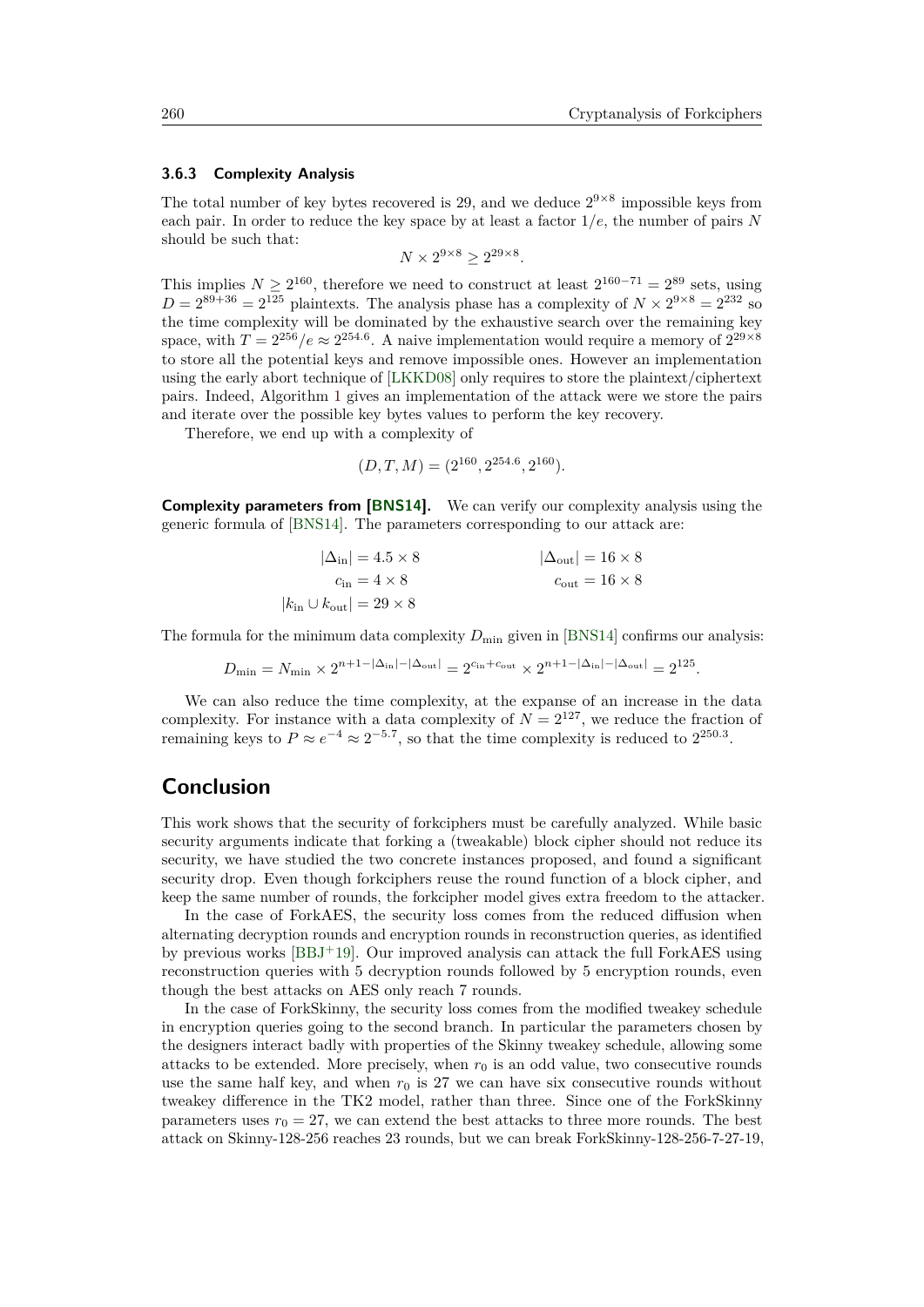### 3.6.3 Complexity Analysis

The total number of key bytes recovered is 29, and we deduce $2^{9\times8}$ impossible keys from each pair. In order to reduce the key space by at least a factor $1/e$, the number of pairs $N$ should be such that:

$$N \times 2^{9\times8} \geq 2^{29\times8}.$$

This implies $N \geq 2^{160}$, therefore we need to construct at least $2^{160-71} = 2^{89}$ sets, using $D = 2^{89+36} = 2^{125}$ plaintexts. The analysis phase has a complexity of $N \times 2^{9\times8} = 2^{232}$ so the time complexity will be dominated by the exhaustive search over the remaining key space, with $T = 2^{256}/e \approx 2^{254.6}$. A naive implementation would require a memory of $2^{29\times8}$ to store all the potential keys and remove impossible ones. However an implementation using the early abort technique of [LKKD08] only requires to store the plaintext/ciphertext pairs. Indeed, Algorithm 1 gives an implementation of the attack were we store the pairs and iterate over the possible key bytes values to perform the key recovery.

Therefore, we end up with a complexity of

$$(D, T, M) = (2^{160}, 2^{254.6}, 2^{160}).$$

**Complexity parameters from [BNS14].** We can verify our complexity analysis using the generic formula of [BNS14]. The parameters corresponding to our attack are:

$$|\Delta_{\text{in}}| = 4.5 \times 8 \qquad\qquad |\Delta_{\text{out}}| = 16 \times 8$$
$$c_{\text{in}} = 4 \times 8 \qquad\qquad c_{\text{out}} = 16 \times 8$$
$$|k_{\text{in}} \cup k_{\text{out}}| = 29 \times 8$$

The formula for the minimum data complexity $D_{\min}$ given in [BNS14] confirms our analysis:

$$D_{\min} = N_{\min} \times 2^{n+1-|\Delta_{\text{in}}|-|\Delta_{\text{out}}|} = 2^{c_{\text{in}}+c_{\text{out}}} \times 2^{n+1-|\Delta_{\text{in}}|-|\Delta_{\text{out}}|} = 2^{125}.$$

We can also reduce the time complexity, at the expanse of an increase in the data complexity. For instance with a data complexity of $N = 2^{127}$, we reduce the fraction of remaining keys to $P \approx e^{-4} \approx 2^{-5.7}$, so that the time complexity is reduced to $2^{250.3}$.

## Conclusion

This work shows that the security of forkciphers must be carefully analyzed. While basic security arguments indicate that forking a (tweakable) block cipher should not reduce its security, we have studied the two concrete instances proposed, and found a significant security drop. Even though forkciphers reuse the round function of a block cipher, and keep the same number of rounds, the forkcipher model gives extra freedom to the attacker.

In the case of ForkAES, the security loss comes from the reduced diffusion when alternating decryption rounds and encryption rounds in reconstruction queries, as identified by previous works [BBJ+19]. Our improved analysis can attack the full ForkAES using reconstruction queries with 5 decryption rounds followed by 5 encryption rounds, even though the best attacks on AES only reach 7 rounds.

In the case of ForkSkinny, the security loss comes from the modified tweakey schedule in encryption queries going to the second branch. In particular the parameters chosen by the designers interact badly with properties of the Skinny tweakey schedule, allowing some attacks to be extended. More precisely, when $r_0$ is an odd value, two consecutive rounds use the same half key, and when $r_0$ is 27 we can have six consecutive rounds without tweakey difference in the TK2 model, rather than three. Since one of the ForkSkinny parameters uses $r_0 = 27$, we can extend the best attacks to three more rounds. The best attack on Skinny-128-256 reaches 23 rounds, but we can break ForkSkinny-128-256-7-27-19,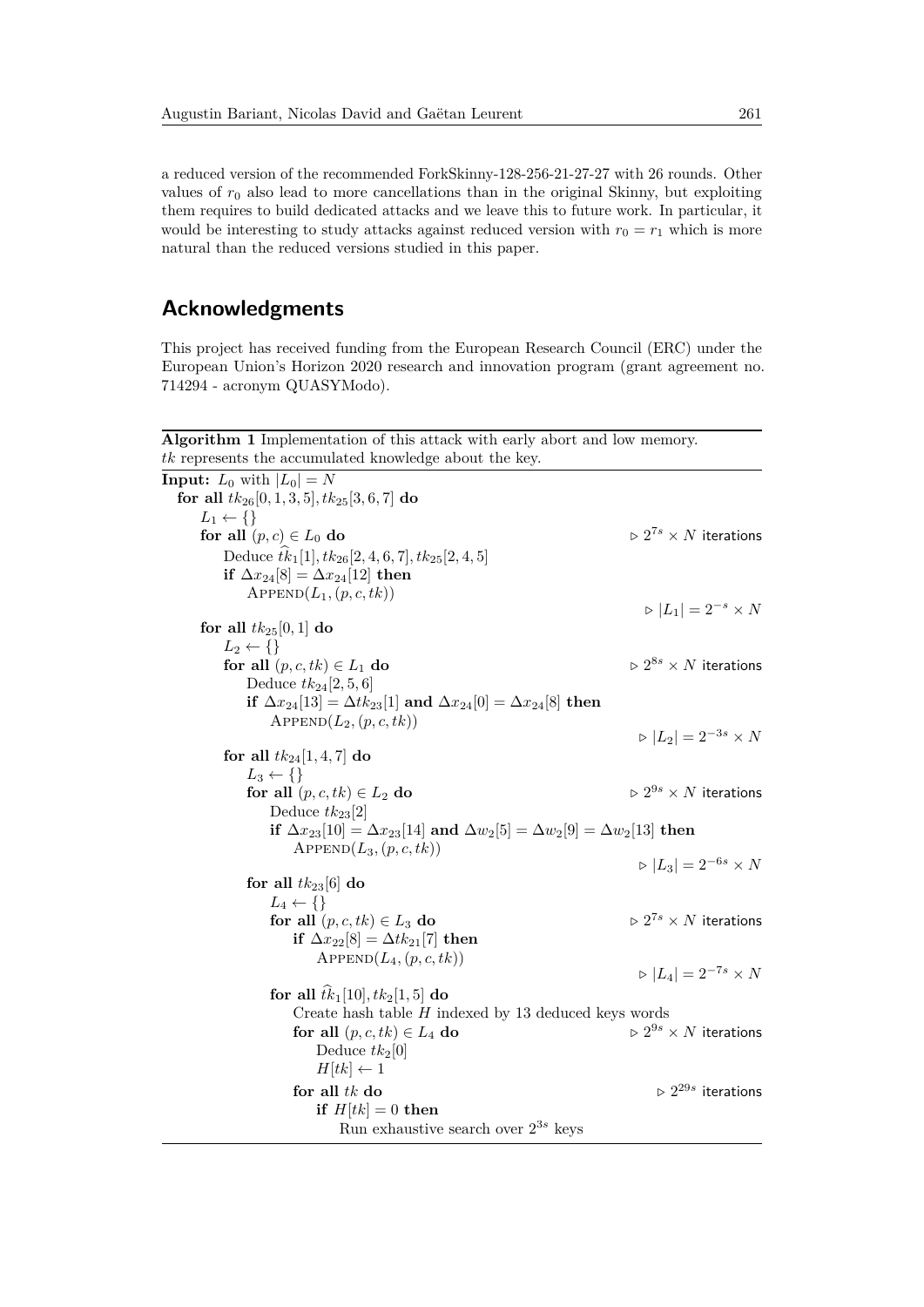a reduced version of the recommended ForkSkinny-128-256-21-27-27 with 26 rounds. Other values of $r_0$ also lead to more cancellations than in the original Skinny, but exploiting them requires to build dedicated attacks and we leave this to future work. In particular, it would be interesting to study attacks against reduced version with $r_0 = r_1$ which is more natural than the reduced versions studied in this paper.

## Acknowledgments

This project has received funding from the European Research Council (ERC) under the European Union's Horizon 2020 research and innovation program (grant agreement no. 714294 - acronym QUASYModo).

**Algorithm 1** Implementation of this attack with early abort and low memory. *tk* represents the accumulated knowledge about the key.

```
Input: L_0 with |L_0| = N
  for all tk_26[0,1,3,5], tk_25[3,6,7] do
    L_1 ← {}
    for all (p,c) ∈ L_0 do                                   ▷ 2^{7s} × N iterations
      Deduce \hat{tk}_1[1], tk_26[2,4,6,7], tk_25[2,4,5]
      if Δx_24[8] = Δx_24[12] then
        Append(L_1, (p,c,tk))
                                                             ▷ |L_1| = 2^{-s} × N
    for all tk_25[0,1] do
      L_2 ← {}
      for all (p,c,tk) ∈ L_1 do                              ▷ 2^{8s} × N iterations
        Deduce tk_24[2,5,6]
        if Δx_24[13] = Δtk_23[1] and Δx_24[0] = Δx_24[8] then
          Append(L_2, (p,c,tk))
                                                             ▷ |L_2| = 2^{-3s} × N
      for all tk_24[1,4,7] do
        L_3 ← {}
        for all (p,c,tk) ∈ L_2 do                            ▷ 2^{9s} × N iterations
          Deduce tk_23[2]
          if Δx_23[10] = Δx_23[14] and Δw_2[5] = Δw_2[9] = Δw_2[13] then
            Append(L_3, (p,c,tk))
                                                             ▷ |L_3| = 2^{-6s} × N
        for all tk_23[6] do
          L_4 ← {}
          for all (p,c,tk) ∈ L_3 do                          ▷ 2^{7s} × N iterations
            if Δx_22[8] = Δtk_21[7] then
              Append(L_4, (p,c,tk))
                                                             ▷ |L_4| = 2^{-7s} × N
          for all \hat{tk}_1[10], tk_2[1,5] do
            Create hash table H indexed by 13 deduced keys words
            for all (p,c,tk) ∈ L_4 do                        ▷ 2^{9s} × N iterations
              Deduce tk_2[0]
              H[tk] ← 1
            for all tk do                                    ▷ 2^{29s} iterations
              if H[tk] = 0 then
                Run exhaustive search over 2^{3s} keys
```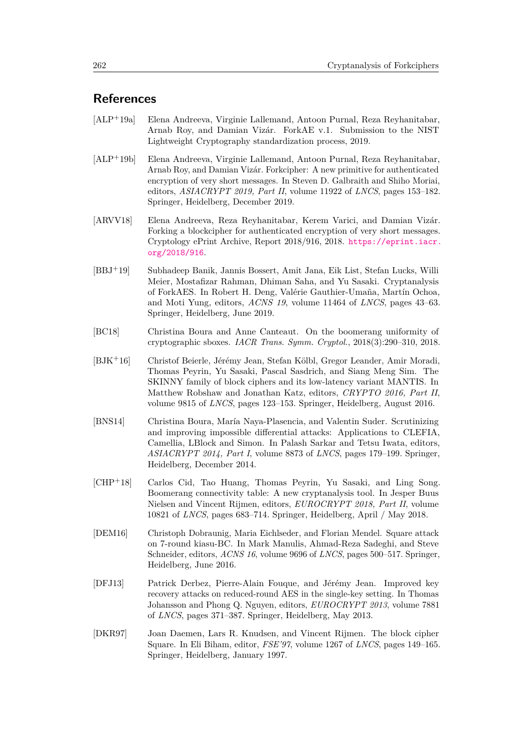## References

[ALP+19a] Elena Andreeva, Virginie Lallemand, Antoon Purnal, Reza Reyhanitabar, Arnab Roy, and Damian Vizár. ForkAE v.1. Submission to the NIST Lightweight Cryptography standardization process, 2019.

[ALP+19b] Elena Andreeva, Virginie Lallemand, Antoon Purnal, Reza Reyhanitabar, Arnab Roy, and Damian Vizár. Forkcipher: A new primitive for authenticated encryption of very short messages. In Steven D. Galbraith and Shiho Moriai, editors, *ASIACRYPT 2019, Part II*, volume 11922 of *LNCS*, pages 153–182. Springer, Heidelberg, December 2019.

[ARVV18] Elena Andreeva, Reza Reyhanitabar, Kerem Varici, and Damian Vizár. Forking a blockcipher for authenticated encryption of very short messages. Cryptology ePrint Archive, Report 2018/916, 2018. https://eprint.iacr.org/2018/916.

[BBJ+19] Subhadeep Banik, Jannis Bossert, Amit Jana, Eik List, Stefan Lucks, Willi Meier, Mostafizar Rahman, Dhiman Saha, and Yu Sasaki. Cryptanalysis of ForkAES. In Robert H. Deng, Valérie Gauthier-Umaña, Martín Ochoa, and Moti Yung, editors, *ACNS 19*, volume 11464 of *LNCS*, pages 43–63. Springer, Heidelberg, June 2019.

[BC18] Christina Boura and Anne Canteaut. On the boomerang uniformity of cryptographic sboxes. *IACR Trans. Symm. Cryptol.*, 2018(3):290–310, 2018.

[BJK+16] Christof Beierle, Jérémy Jean, Stefan Kölbl, Gregor Leander, Amir Moradi, Thomas Peyrin, Yu Sasaki, Pascal Sasdrich, and Siang Meng Sim. The SKINNY family of block ciphers and its low-latency variant MANTIS. In Matthew Robshaw and Jonathan Katz, editors, *CRYPTO 2016, Part II*, volume 9815 of *LNCS*, pages 123–153. Springer, Heidelberg, August 2016.

[BNS14] Christina Boura, María Naya-Plasencia, and Valentin Suder. Scrutinizing and improving impossible differential attacks: Applications to CLEFIA, Camellia, LBlock and Simon. In Palash Sarkar and Tetsu Iwata, editors, *ASIACRYPT 2014, Part I*, volume 8873 of *LNCS*, pages 179–199. Springer, Heidelberg, December 2014.

[CHP+18] Carlos Cid, Tao Huang, Thomas Peyrin, Yu Sasaki, and Ling Song. Boomerang connectivity table: A new cryptanalysis tool. In Jesper Buus Nielsen and Vincent Rijmen, editors, *EUROCRYPT 2018, Part II*, volume 10821 of *LNCS*, pages 683–714. Springer, Heidelberg, April / May 2018.

[DEM16] Christoph Dobraunig, Maria Eichlseder, and Florian Mendel. Square attack on 7-round kiasu-BC. In Mark Manulis, Ahmad-Reza Sadeghi, and Steve Schneider, editors, *ACNS 16*, volume 9696 of *LNCS*, pages 500–517. Springer, Heidelberg, June 2016.

[DFJ13] Patrick Derbez, Pierre-Alain Fouque, and Jérémy Jean. Improved key recovery attacks on reduced-round AES in the single-key setting. In Thomas Johansson and Phong Q. Nguyen, editors, *EUROCRYPT 2013*, volume 7881 of *LNCS*, pages 371–387. Springer, Heidelberg, May 2013.

[DKR97] Joan Daemen, Lars R. Knudsen, and Vincent Rijmen. The block cipher Square. In Eli Biham, editor, *FSE'97*, volume 1267 of *LNCS*, pages 149–165. Springer, Heidelberg, January 1997.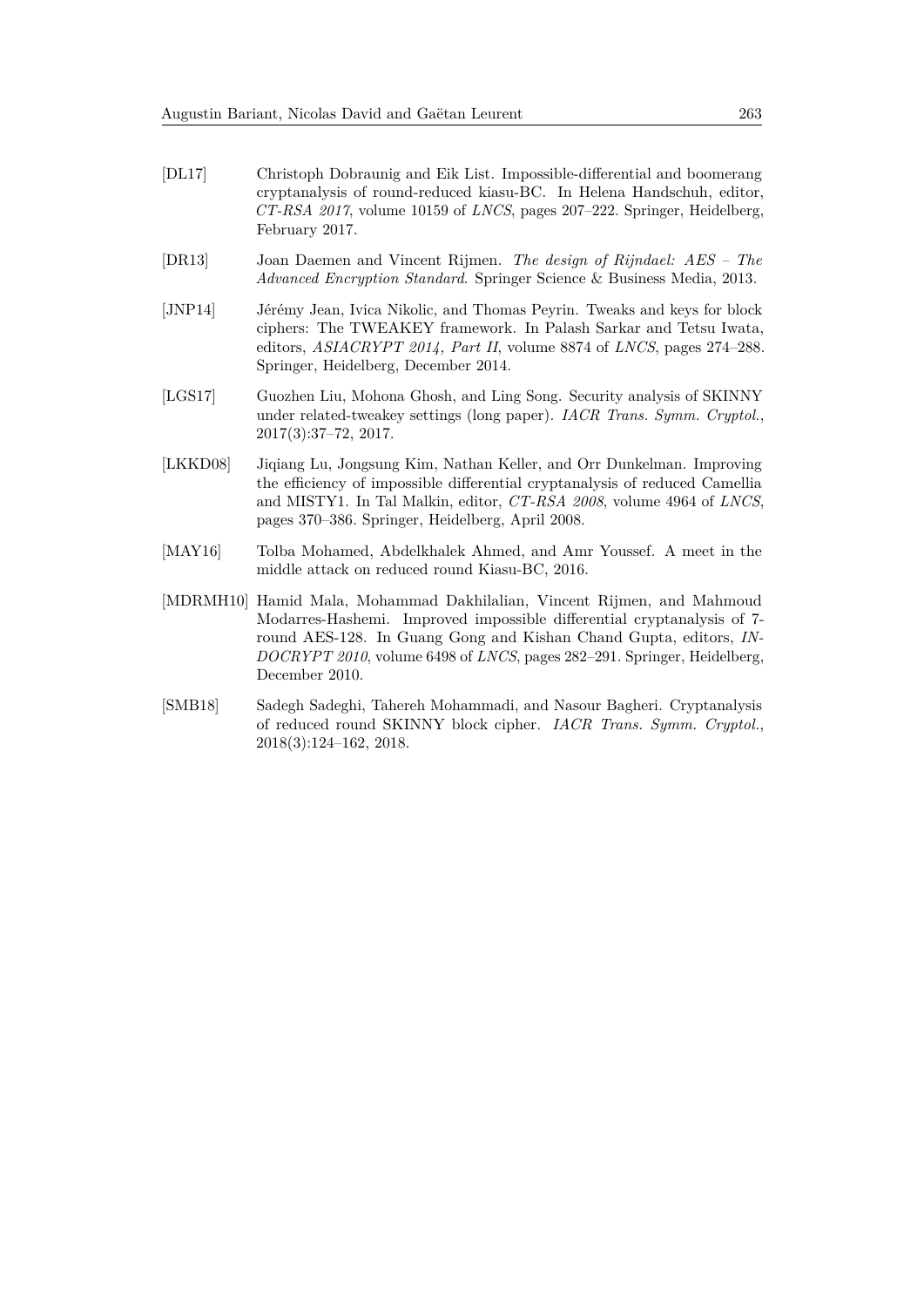[DL17] Christoph Dobraunig and Eik List. Impossible-differential and boomerang cryptanalysis of round-reduced kiasu-BC. In Helena Handschuh, editor, *CT-RSA 2017*, volume 10159 of *LNCS*, pages 207–222. Springer, Heidelberg, February 2017.

[DR13] Joan Daemen and Vincent Rijmen. *The design of Rijndael: AES – The Advanced Encryption Standard*. Springer Science & Business Media, 2013.

[JNP14] Jérémy Jean, Ivica Nikolic, and Thomas Peyrin. Tweaks and keys for block ciphers: The TWEAKEY framework. In Palash Sarkar and Tetsu Iwata, editors, *ASIACRYPT 2014, Part II*, volume 8874 of *LNCS*, pages 274–288. Springer, Heidelberg, December 2014.

[LGS17] Guozhen Liu, Mohona Ghosh, and Ling Song. Security analysis of SKINNY under related-tweakey settings (long paper). *IACR Trans. Symm. Cryptol.*, 2017(3):37–72, 2017.

[LKKD08] Jiqiang Lu, Jongsung Kim, Nathan Keller, and Orr Dunkelman. Improving the efficiency of impossible differential cryptanalysis of reduced Camellia and MISTY1. In Tal Malkin, editor, *CT-RSA 2008*, volume 4964 of *LNCS*, pages 370–386. Springer, Heidelberg, April 2008.

[MAY16] Tolba Mohamed, Abdelkhalek Ahmed, and Amr Youssef. A meet in the middle attack on reduced round Kiasu-BC, 2016.

[MDRMH10] Hamid Mala, Mohammad Dakhilalian, Vincent Rijmen, and Mahmoud Modarres-Hashemi. Improved impossible differential cryptanalysis of 7-round AES-128. In Guang Gong and Kishan Chand Gupta, editors, *INDOCRYPT 2010*, volume 6498 of *LNCS*, pages 282–291. Springer, Heidelberg, December 2010.

[SMB18] Sadegh Sadeghi, Tahereh Mohammadi, and Nasour Bagheri. Cryptanalysis of reduced round SKINNY block cipher. *IACR Trans. Symm. Cryptol.*, 2018(3):124–162, 2018.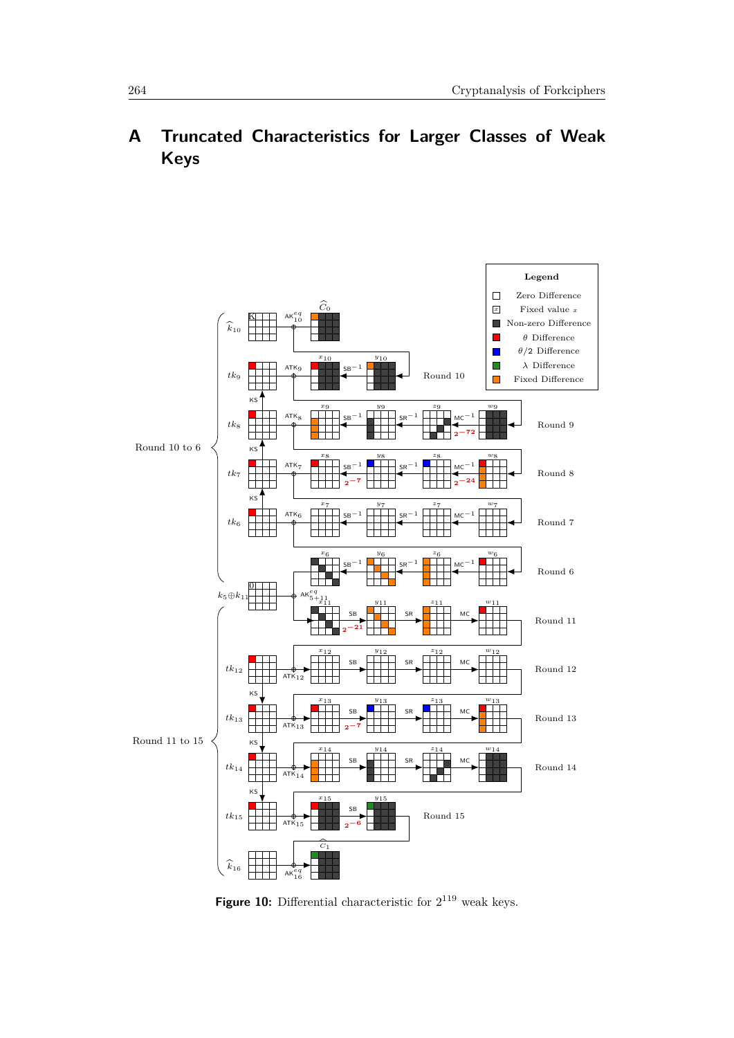# A Truncated Characteristics for Larger Classes of Weak Keys

**Figure 10:** Differential characteristic for $2^{119}$ weak keys.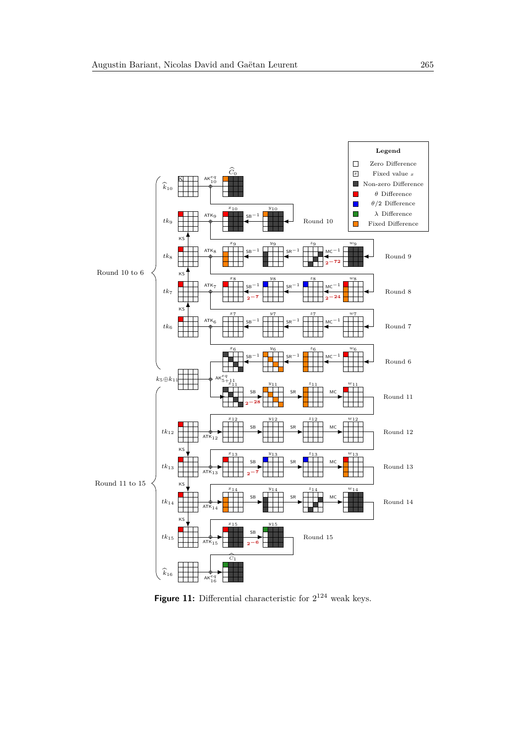Legend

Zero Difference

Fixed value $x$

Non-zero Difference

$\theta$ Difference

$\theta/2$ Difference

$\lambda$ Difference

Fixed Difference

Round 10 to 6

Round 11 to 15

$\widehat{k}_{10}$ $\mathsf{AK}^{eq}_{10}$ $\widehat{C}_0$

$tk_9$ $\mathsf{ATK}_9$ $x_{10}$ $\mathsf{SB}^{-1}$ $y_{10}$ Round 10

$tk_8$ $\mathsf{ATK}_8$ $x_9$ $\mathsf{SB}^{-1}$ $y_9$ $\mathsf{SR}^{-1}$ $z_9$ $\mathsf{MC}^{-1}$ $w_9$ $2^{-72}$ Round 9

$tk_7$ $\mathsf{ATK}_7$ $x_8$ $\mathsf{SB}^{-1}$ $y_8$ $\mathsf{SR}^{-1}$ $z_8$ $\mathsf{MC}^{-1}$ $w_8$ $2^{-7}$ $2^{-24}$ Round 8

$tk_6$ $\mathsf{ATK}_6$ $x_7$ $\mathsf{SB}^{-1}$ $y_7$ $\mathsf{SR}^{-1}$ $z_7$ $\mathsf{MC}^{-1}$ $w_7$ Round 7

$x_6$ $\mathsf{SB}^{-1}$ $y_6$ $\mathsf{SR}^{-1}$ $z_6$ $\mathsf{MC}^{-1}$ $w_6$ Round 6

$k_5 \oplus k_{11}$ $\mathsf{AK}^{eq}_{5+11}$

$x_{11}$ $\mathsf{SB}$ $y_{11}$ $\mathsf{SR}$ $z_{11}$ $\mathsf{MC}$ $w_{11}$ $2^{-28}$ Round 11

$tk_{12}$ $\mathsf{ATK}_{12}$ $x_{12}$ $\mathsf{SB}$ $y_{12}$ $\mathsf{SR}$ $z_{12}$ $\mathsf{MC}$ $w_{12}$ Round 12

$tk_{13}$ $\mathsf{ATK}_{13}$ $x_{13}$ $\mathsf{SB}$ $y_{13}$ $\mathsf{SR}$ $z_{13}$ $\mathsf{MC}$ $w_{13}$ $2^{-7}$ Round 13

$tk_{14}$ $\mathsf{ATK}_{14}$ $x_{14}$ $\mathsf{SB}$ $y_{14}$ $\mathsf{SR}$ $z_{14}$ $\mathsf{MC}$ $w_{14}$ Round 14

$tk_{15}$ $\mathsf{ATK}_{15}$ $x_{15}$ $\mathsf{SB}$ $y_{15}$ $2^{-6}$ Round 15

$\widehat{k}_{16}$ $\mathsf{AK}^{eq}_{16}$ $\widehat{C}_1$

KS

**Figure 11:** Differential characteristic for $2^{124}$ weak keys.